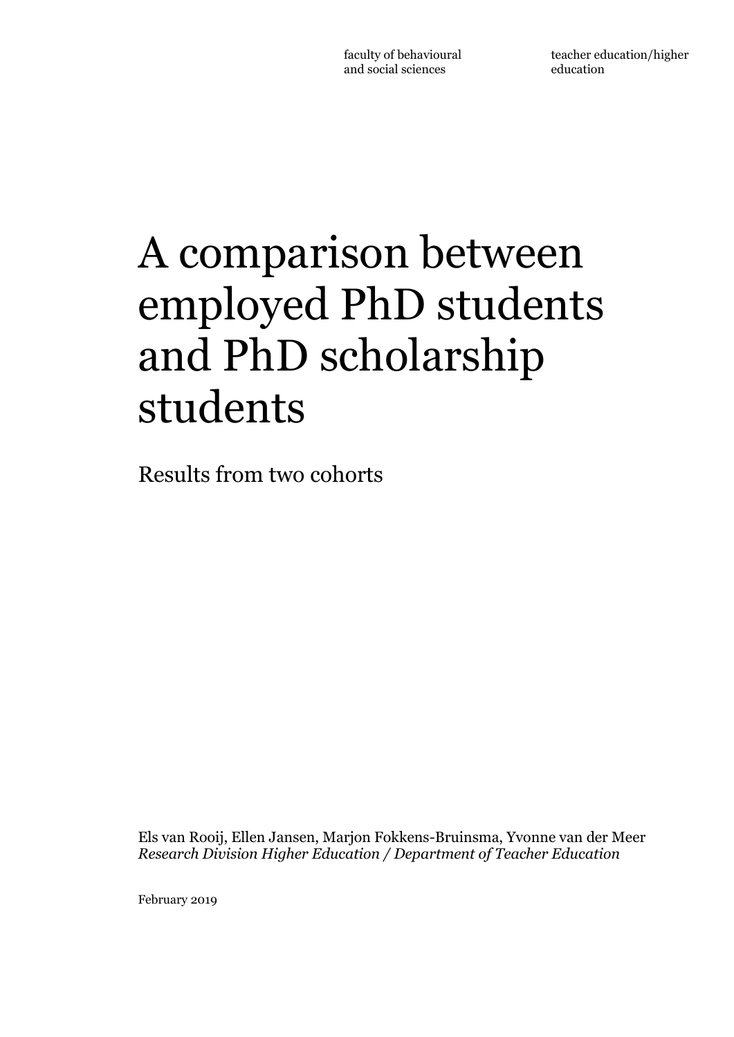faculty of behavioural and social sciences

teacher education/higher education

# A comparison between employed PhD students and PhD scholarship students

Results from two cohorts

Els van Rooij, Ellen Jansen, Marjon Fokkens-Bruinsma, Yvonne van der Meer
*Research Division Higher Education / Department of Teacher Education*

February 2019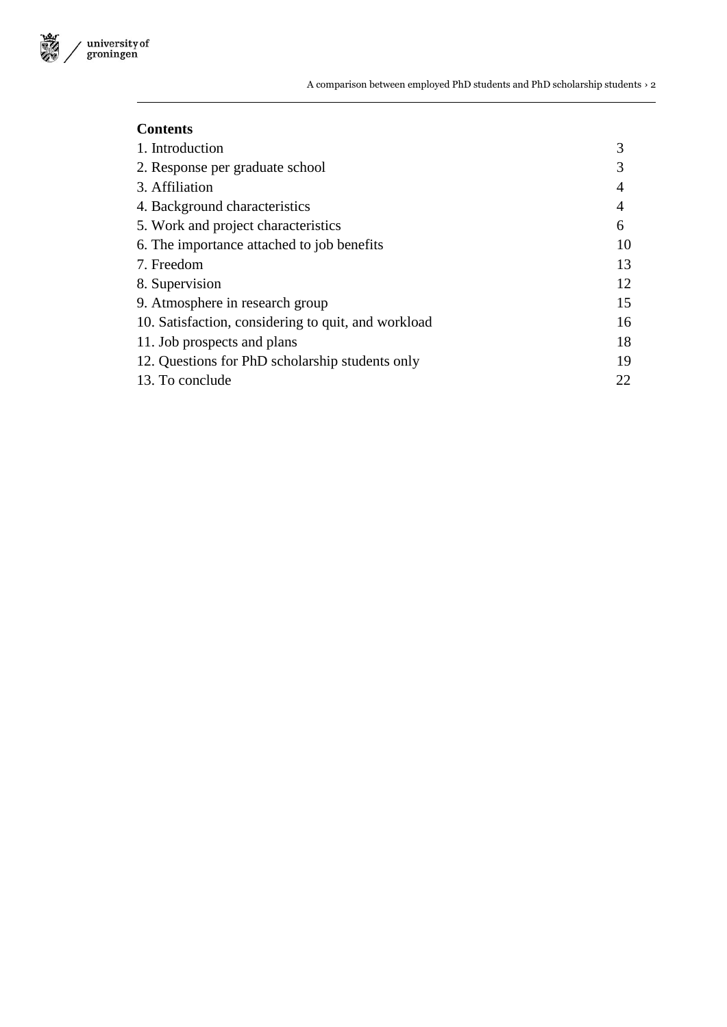**Contents**

| | |
|---|---|
| 1. Introduction | 3 |
| 2. Response per graduate school | 3 |
| 3. Affiliation | 4 |
| 4. Background characteristics | 4 |
| 5. Work and project characteristics | 6 |
| 6. The importance attached to job benefits | 10 |
| 7. Freedom | 13 |
| 8. Supervision | 12 |
| 9. Atmosphere in research group | 15 |
| 10. Satisfaction, considering to quit, and workload | 16 |
| 11. Job prospects and plans | 18 |
| 12. Questions for PhD scholarship students only | 19 |
| 13. To conclude | 22 |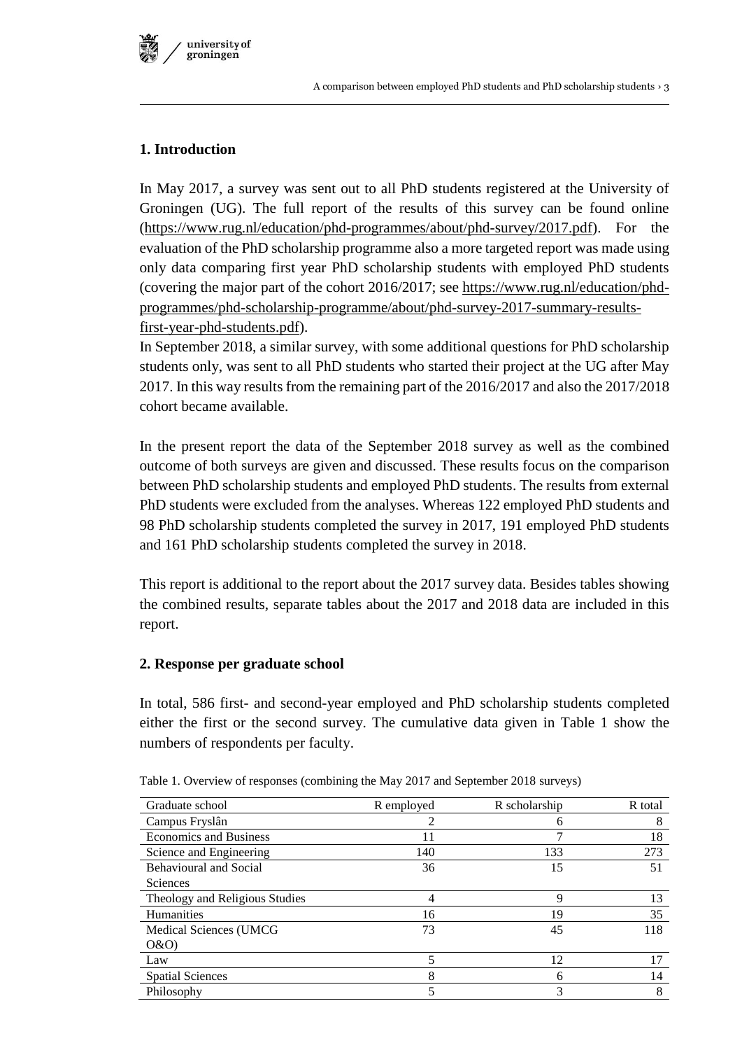## 1. Introduction

In May 2017, a survey was sent out to all PhD students registered at the University of Groningen (UG). The full report of the results of this survey can be found online (https://www.rug.nl/education/phd-programmes/about/phd-survey/2017.pdf). For the evaluation of the PhD scholarship programme also a more targeted report was made using only data comparing first year PhD scholarship students with employed PhD students (covering the major part of the cohort 2016/2017; see https://www.rug.nl/education/phd-programmes/phd-scholarship-programme/about/phd-survey-2017-summary-results-first-year-phd-students.pdf).

In September 2018, a similar survey, with some additional questions for PhD scholarship students only, was sent to all PhD students who started their project at the UG after May 2017. In this way results from the remaining part of the 2016/2017 and also the 2017/2018 cohort became available.

In the present report the data of the September 2018 survey as well as the combined outcome of both surveys are given and discussed. These results focus on the comparison between PhD scholarship students and employed PhD students. The results from external PhD students were excluded from the analyses. Whereas 122 employed PhD students and 98 PhD scholarship students completed the survey in 2017, 191 employed PhD students and 161 PhD scholarship students completed the survey in 2018.

This report is additional to the report about the 2017 survey data. Besides tables showing the combined results, separate tables about the 2017 and 2018 data are included in this report.

## 2. Response per graduate school

In total, 586 first- and second-year employed and PhD scholarship students completed either the first or the second survey. The cumulative data given in Table 1 show the numbers of respondents per faculty.

Table 1. Overview of responses (combining the May 2017 and September 2018 surveys)

| Graduate school | R employed | R scholarship | R total |
|---|---|---|---|
| Campus Fryslân | 2 | 6 | 8 |
| Economics and Business | 11 | 7 | 18 |
| Science and Engineering | 140 | 133 | 273 |
| Behavioural and Social Sciences | 36 | 15 | 51 |
| Theology and Religious Studies | 4 | 9 | 13 |
| Humanities | 16 | 19 | 35 |
| Medical Sciences (UMCG O&O) | 73 | 45 | 118 |
| Law | 5 | 12 | 17 |
| Spatial Sciences | 8 | 6 | 14 |
| Philosophy | 5 | 3 | 8 |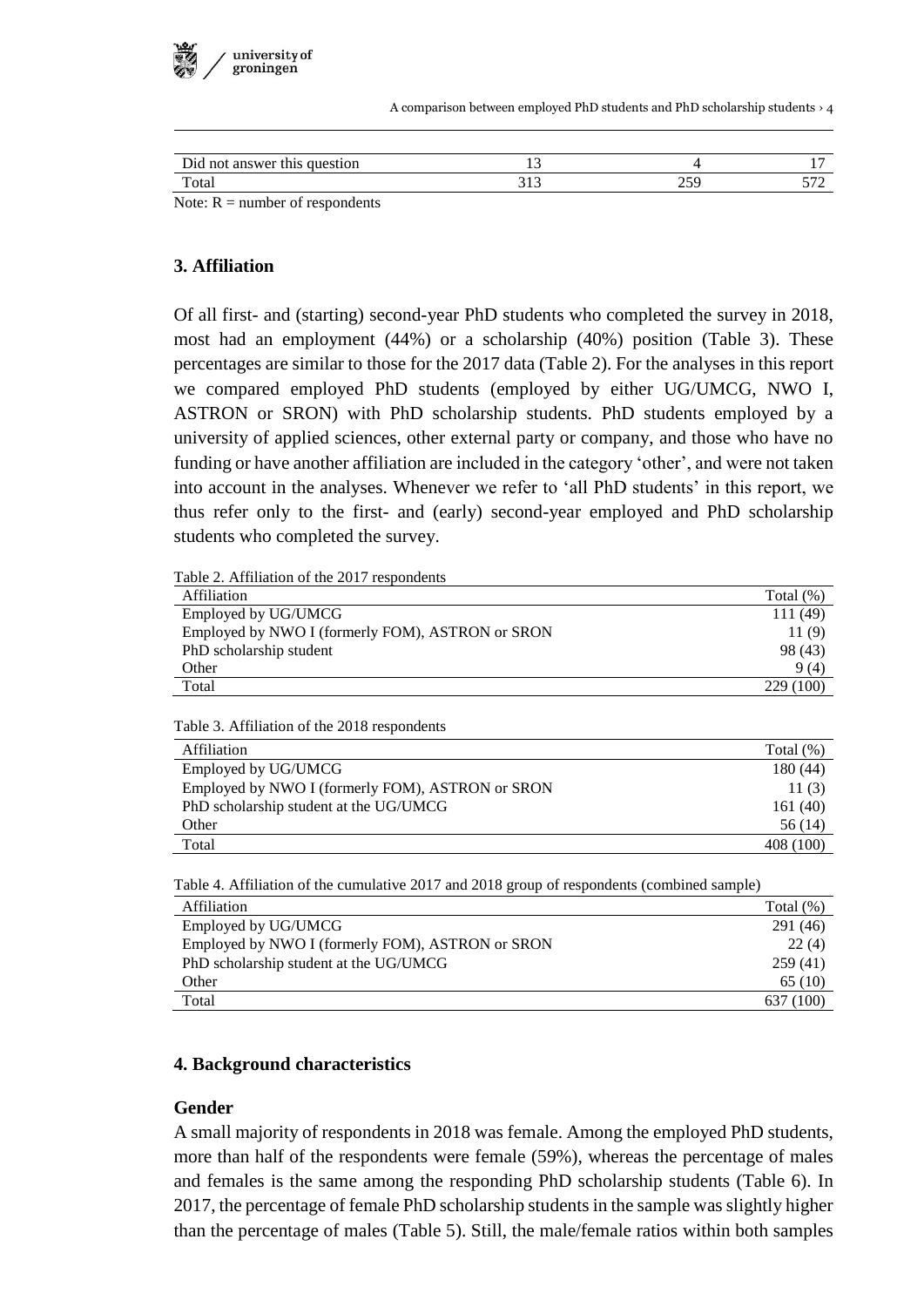| Did not answer this question | 13 | 4 | 17 |
|---|---|---|---|
| Total | 313 | 259 | 572 |

Note: R = number of respondents

## 3. Affiliation

Of all first- and (starting) second-year PhD students who completed the survey in 2018, most had an employment (44%) or a scholarship (40%) position (Table 3). These percentages are similar to those for the 2017 data (Table 2). For the analyses in this report we compared employed PhD students (employed by either UG/UMCG, NWO I, ASTRON or SRON) with PhD scholarship students. PhD students employed by a university of applied sciences, other external party or company, and those who have no funding or have another affiliation are included in the category 'other', and were not taken into account in the analyses. Whenever we refer to 'all PhD students' in this report, we thus refer only to the first- and (early) second-year employed and PhD scholarship students who completed the survey.

Table 2. Affiliation of the 2017 respondents

| Affiliation | Total (%) |
|---|---|
| Employed by UG/UMCG | 111 (49) |
| Employed by NWO I (formerly FOM), ASTRON or SRON | 11 (9) |
| PhD scholarship student | 98 (43) |
| Other | 9 (4) |
| Total | 229 (100) |

Table 3. Affiliation of the 2018 respondents

| Affiliation | Total (%) |
|---|---|
| Employed by UG/UMCG | 180 (44) |
| Employed by NWO I (formerly FOM), ASTRON or SRON | 11 (3) |
| PhD scholarship student at the UG/UMCG | 161 (40) |
| Other | 56 (14) |
| Total | 408 (100) |

Table 4. Affiliation of the cumulative 2017 and 2018 group of respondents (combined sample)

| Affiliation | Total (%) |
|---|---|
| Employed by UG/UMCG | 291 (46) |
| Employed by NWO I (formerly FOM), ASTRON or SRON | 22 (4) |
| PhD scholarship student at the UG/UMCG | 259 (41) |
| Other | 65 (10) |
| Total | 637 (100) |

## 4. Background characteristics

### Gender

A small majority of respondents in 2018 was female. Among the employed PhD students, more than half of the respondents were female (59%), whereas the percentage of males and females is the same among the responding PhD scholarship students (Table 6). In 2017, the percentage of female PhD scholarship students in the sample was slightly higher than the percentage of males (Table 5). Still, the male/female ratios within both samples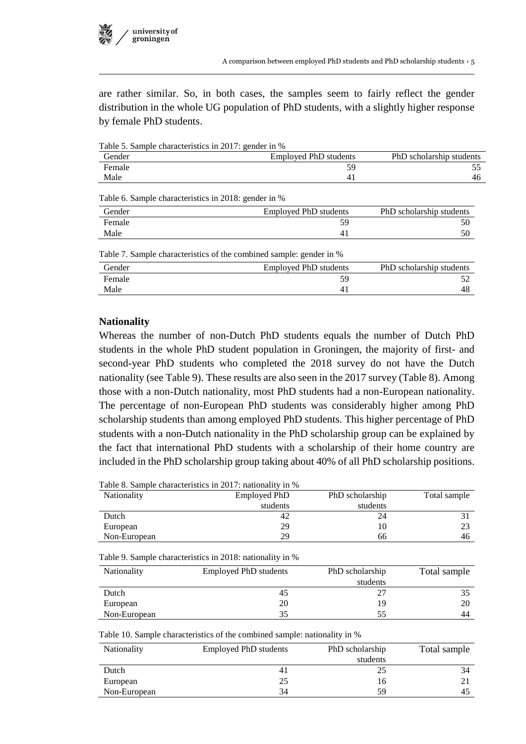are rather similar. So, in both cases, the samples seem to fairly reflect the gender distribution in the whole UG population of PhD students, with a slightly higher response by female PhD students.

Table 5. Sample characteristics in 2017: gender in %

| Gender | Employed PhD students | PhD scholarship students |
|---|---|---|
| Female | 59 | 55 |
| Male | 41 | 46 |

Table 6. Sample characteristics in 2018: gender in %

| Gender | Employed PhD students | PhD scholarship students |
|---|---|---|
| Female | 59 | 50 |
| Male | 41 | 50 |

Table 7. Sample characteristics of the combined sample: gender in %

| Gender | Employed PhD students | PhD scholarship students |
|---|---|---|
| Female | 59 | 52 |
| Male | 41 | 48 |

**Nationality**

Whereas the number of non-Dutch PhD students equals the number of Dutch PhD students in the whole PhD student population in Groningen, the majority of first- and second-year PhD students who completed the 2018 survey do not have the Dutch nationality (see Table 9). These results are also seen in the 2017 survey (Table 8). Among those with a non-Dutch nationality, most PhD students had a non-European nationality. The percentage of non-European PhD students was considerably higher among PhD scholarship students than among employed PhD students. This higher percentage of PhD students with a non-Dutch nationality in the PhD scholarship group can be explained by the fact that international PhD students with a scholarship of their home country are included in the PhD scholarship group taking about 40% of all PhD scholarship positions.

Table 8. Sample characteristics in 2017: nationality in %

| Nationality | Employed PhD students | PhD scholarship students | Total sample |
|---|---|---|---|
| Dutch | 42 | 24 | 31 |
| European | 29 | 10 | 23 |
| Non-European | 29 | 66 | 46 |

Table 9. Sample characteristics in 2018: nationality in %

| Nationality | Employed PhD students | PhD scholarship students | Total sample |
|---|---|---|---|
| Dutch | 45 | 27 | 35 |
| European | 20 | 19 | 20 |
| Non-European | 35 | 55 | 44 |

Table 10. Sample characteristics of the combined sample: nationality in %

| Nationality | Employed PhD students | PhD scholarship students | Total sample |
|---|---|---|---|
| Dutch | 41 | 25 | 34 |
| European | 25 | 16 | 21 |
| Non-European | 34 | 59 | 45 |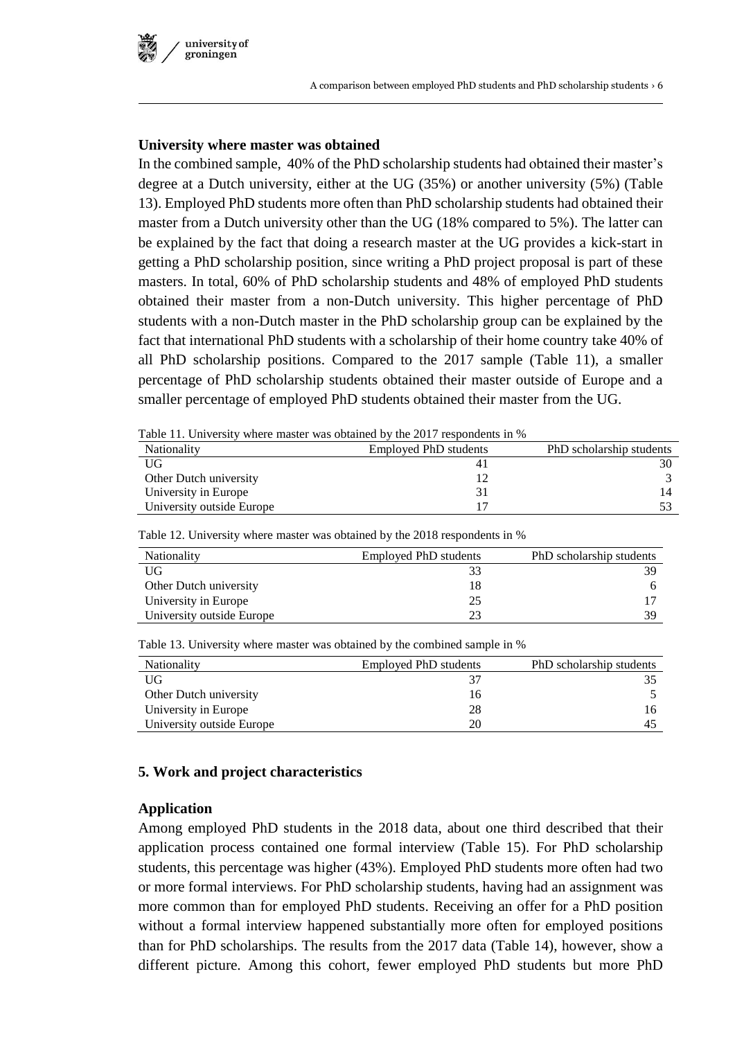### University where master was obtained

In the combined sample, 40% of the PhD scholarship students had obtained their master's degree at a Dutch university, either at the UG (35%) or another university (5%) (Table 13). Employed PhD students more often than PhD scholarship students had obtained their master from a Dutch university other than the UG (18% compared to 5%). The latter can be explained by the fact that doing a research master at the UG provides a kick-start in getting a PhD scholarship position, since writing a PhD project proposal is part of these masters. In total, 60% of PhD scholarship students and 48% of employed PhD students obtained their master from a non-Dutch university. This higher percentage of PhD students with a non-Dutch master in the PhD scholarship group can be explained by the fact that international PhD students with a scholarship of their home country take 40% of all PhD scholarship positions. Compared to the 2017 sample (Table 11), a smaller percentage of PhD scholarship students obtained their master outside of Europe and a smaller percentage of employed PhD students obtained their master from the UG.

Table 11. University where master was obtained by the 2017 respondents in %

| Nationality | Employed PhD students | PhD scholarship students |
|---|---|---|
| UG | 41 | 30 |
| Other Dutch university | 12 | 3 |
| University in Europe | 31 | 14 |
| University outside Europe | 17 | 53 |

Table 12. University where master was obtained by the 2018 respondents in %

| Nationality | Employed PhD students | PhD scholarship students |
|---|---|---|
| UG | 33 | 39 |
| Other Dutch university | 18 | 6 |
| University in Europe | 25 | 17 |
| University outside Europe | 23 | 39 |

Table 13. University where master was obtained by the combined sample in %

| Nationality | Employed PhD students | PhD scholarship students |
|---|---|---|
| UG | 37 | 35 |
| Other Dutch university | 16 | 5 |
| University in Europe | 28 | 16 |
| University outside Europe | 20 | 45 |

## 5. Work and project characteristics

### Application

Among employed PhD students in the 2018 data, about one third described that their application process contained one formal interview (Table 15). For PhD scholarship students, this percentage was higher (43%). Employed PhD students more often had two or more formal interviews. For PhD scholarship students, having had an assignment was more common than for employed PhD students. Receiving an offer for a PhD position without a formal interview happened substantially more often for employed positions than for PhD scholarships. The results from the 2017 data (Table 14), however, show a different picture. Among this cohort, fewer employed PhD students but more PhD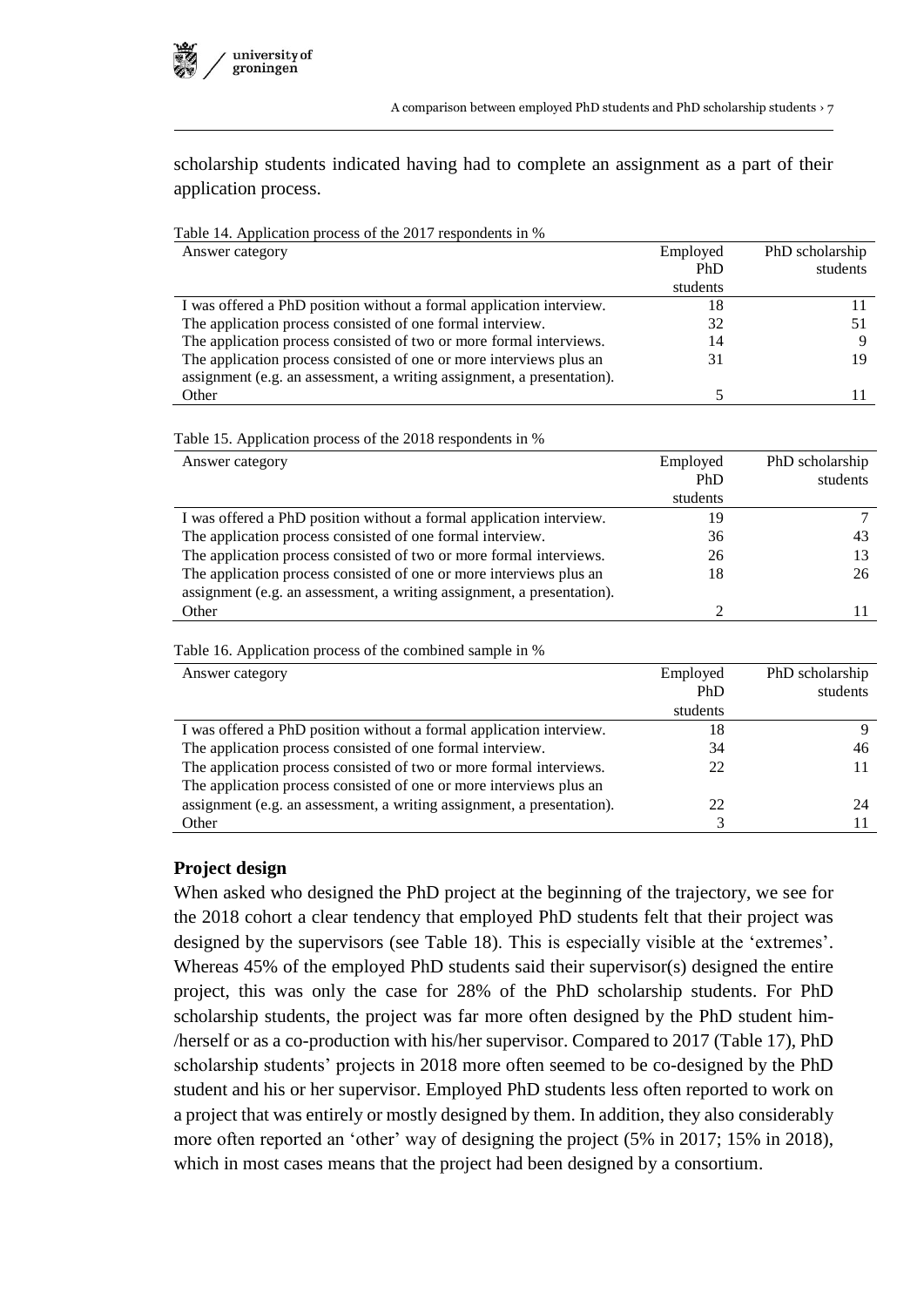scholarship students indicated having had to complete an assignment as a part of their application process.

Table 14. Application process of the 2017 respondents in %

| Answer category | Employed PhD students | PhD scholarship students |
|---|---|---|
| I was offered a PhD position without a formal application interview. | 18 | 11 |
| The application process consisted of one formal interview. | 32 | 51 |
| The application process consisted of two or more formal interviews. | 14 | 9 |
| The application process consisted of one or more interviews plus an assignment (e.g. an assessment, a writing assignment, a presentation). | 31 | 19 |
| Other | 5 | 11 |

Table 15. Application process of the 2018 respondents in %

| Answer category | Employed PhD students | PhD scholarship students |
|---|---|---|
| I was offered a PhD position without a formal application interview. | 19 | 7 |
| The application process consisted of one formal interview. | 36 | 43 |
| The application process consisted of two or more formal interviews. | 26 | 13 |
| The application process consisted of one or more interviews plus an assignment (e.g. an assessment, a writing assignment, a presentation). | 18 | 26 |
| Other | 2 | 11 |

Table 16. Application process of the combined sample in %

| Answer category | Employed PhD students | PhD scholarship students |
|---|---|---|
| I was offered a PhD position without a formal application interview. | 18 | 9 |
| The application process consisted of one formal interview. | 34 | 46 |
| The application process consisted of two or more formal interviews. | 22 | 11 |
| The application process consisted of one or more interviews plus an assignment (e.g. an assessment, a writing assignment, a presentation). | 22 | 24 |
| Other | 3 | 11 |

## Project design

When asked who designed the PhD project at the beginning of the trajectory, we see for the 2018 cohort a clear tendency that employed PhD students felt that their project was designed by the supervisors (see Table 18). This is especially visible at the 'extremes'. Whereas 45% of the employed PhD students said their supervisor(s) designed the entire project, this was only the case for 28% of the PhD scholarship students. For PhD scholarship students, the project was far more often designed by the PhD student him-/herself or as a co-production with his/her supervisor. Compared to 2017 (Table 17), PhD scholarship students' projects in 2018 more often seemed to be co-designed by the PhD student and his or her supervisor. Employed PhD students less often reported to work on a project that was entirely or mostly designed by them. In addition, they also considerably more often reported an 'other' way of designing the project (5% in 2017; 15% in 2018), which in most cases means that the project had been designed by a consortium.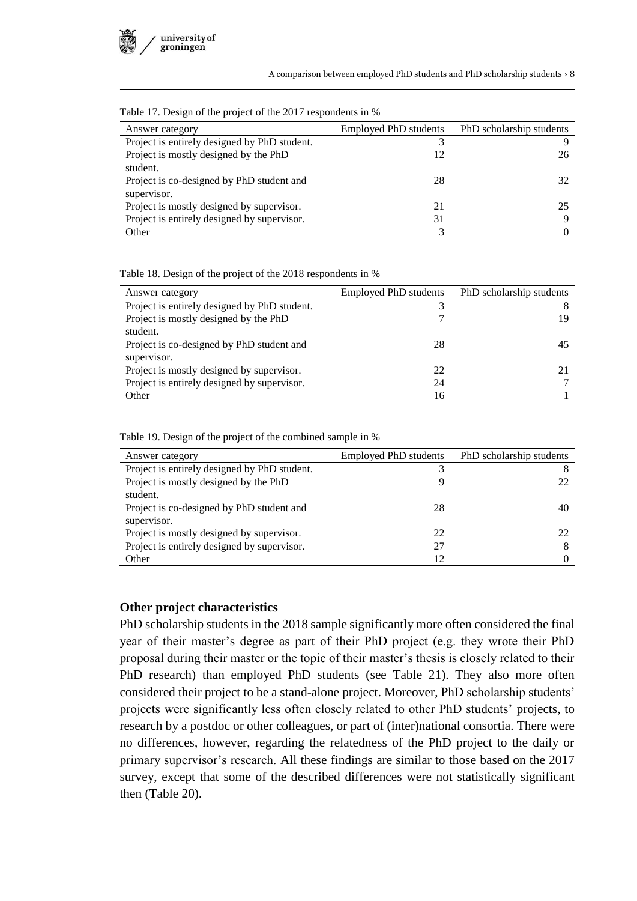Table 17. Design of the project of the 2017 respondents in %

| Answer category | Employed PhD students | PhD scholarship students |
|---|---|---|
| Project is entirely designed by PhD student. | 3 | 9 |
| Project is mostly designed by the PhD student. | 12 | 26 |
| Project is co-designed by PhD student and supervisor. | 28 | 32 |
| Project is mostly designed by supervisor. | 21 | 25 |
| Project is entirely designed by supervisor. | 31 | 9 |
| Other | 3 | 0 |

Table 18. Design of the project of the 2018 respondents in %

| Answer category | Employed PhD students | PhD scholarship students |
|---|---|---|
| Project is entirely designed by PhD student. | 3 | 8 |
| Project is mostly designed by the PhD student. | 7 | 19 |
| Project is co-designed by PhD student and supervisor. | 28 | 45 |
| Project is mostly designed by supervisor. | 22 | 21 |
| Project is entirely designed by supervisor. | 24 | 7 |
| Other | 16 | 1 |

Table 19. Design of the project of the combined sample in %

| Answer category | Employed PhD students | PhD scholarship students |
|---|---|---|
| Project is entirely designed by PhD student. | 3 | 8 |
| Project is mostly designed by the PhD student. | 9 | 22 |
| Project is co-designed by PhD student and supervisor. | 28 | 40 |
| Project is mostly designed by supervisor. | 22 | 22 |
| Project is entirely designed by supervisor. | 27 | 8 |
| Other | 12 | 0 |

### Other project characteristics

PhD scholarship students in the 2018 sample significantly more often considered the final year of their master's degree as part of their PhD project (e.g. they wrote their PhD proposal during their master or the topic of their master's thesis is closely related to their PhD research) than employed PhD students (see Table 21). They also more often considered their project to be a stand-alone project. Moreover, PhD scholarship students' projects were significantly less often closely related to other PhD students' projects, to research by a postdoc or other colleagues, or part of (inter)national consortia. There were no differences, however, regarding the relatedness of the PhD project to the daily or primary supervisor's research. All these findings are similar to those based on the 2017 survey, except that some of the described differences were not statistically significant then (Table 20).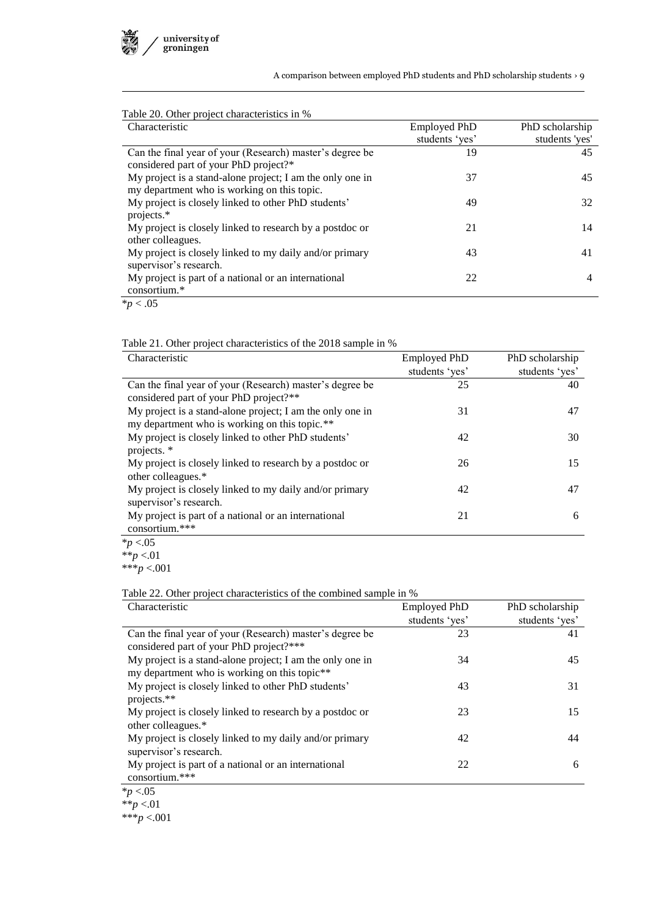Table 20. Other project characteristics in %

| Characteristic | Employed PhD students 'yes' | PhD scholarship students 'yes' |
|---|---|---|
| Can the final year of your (Research) master's degree be considered part of your PhD project?* | 19 | 45 |
| My project is a stand-alone project; I am the only one in my department who is working on this topic. | 37 | 45 |
| My project is closely linked to other PhD students' projects.* | 49 | 32 |
| My project is closely linked to research by a postdoc or other colleagues. | 21 | 14 |
| My project is closely linked to my daily and/or primary supervisor's research. | 43 | 41 |
| My project is part of a national or an international consortium.* | 22 | 4 |

*$p < .05$

Table 21. Other project characteristics of the 2018 sample in %

| Characteristic | Employed PhD students 'yes' | PhD scholarship students 'yes' |
|---|---|---|
| Can the final year of your (Research) master's degree be considered part of your PhD project?** | 25 | 40 |
| My project is a stand-alone project; I am the only one in my department who is working on this topic.** | 31 | 47 |
| My project is closely linked to other PhD students' projects. * | 42 | 30 |
| My project is closely linked to research by a postdoc or other colleagues.* | 26 | 15 |
| My project is closely linked to my daily and/or primary supervisor's research. | 42 | 47 |
| My project is part of a national or an international consortium.*** | 21 | 6 |

*$p < .05$

**$p < .01$

***$p < .001$

Table 22. Other project characteristics of the combined sample in %

| Characteristic | Employed PhD students 'yes' | PhD scholarship students 'yes' |
|---|---|---|
| Can the final year of your (Research) master's degree be considered part of your PhD project?*** | 23 | 41 |
| My project is a stand-alone project; I am the only one in my department who is working on this topic** | 34 | 45 |
| My project is closely linked to other PhD students' projects.** | 43 | 31 |
| My project is closely linked to research by a postdoc or other colleagues.* | 23 | 15 |
| My project is closely linked to my daily and/or primary supervisor's research. | 42 | 44 |
| My project is part of a national or an international consortium.*** | 22 | 6 |

*$p < .05$

**$p < .01$

***$p < .001$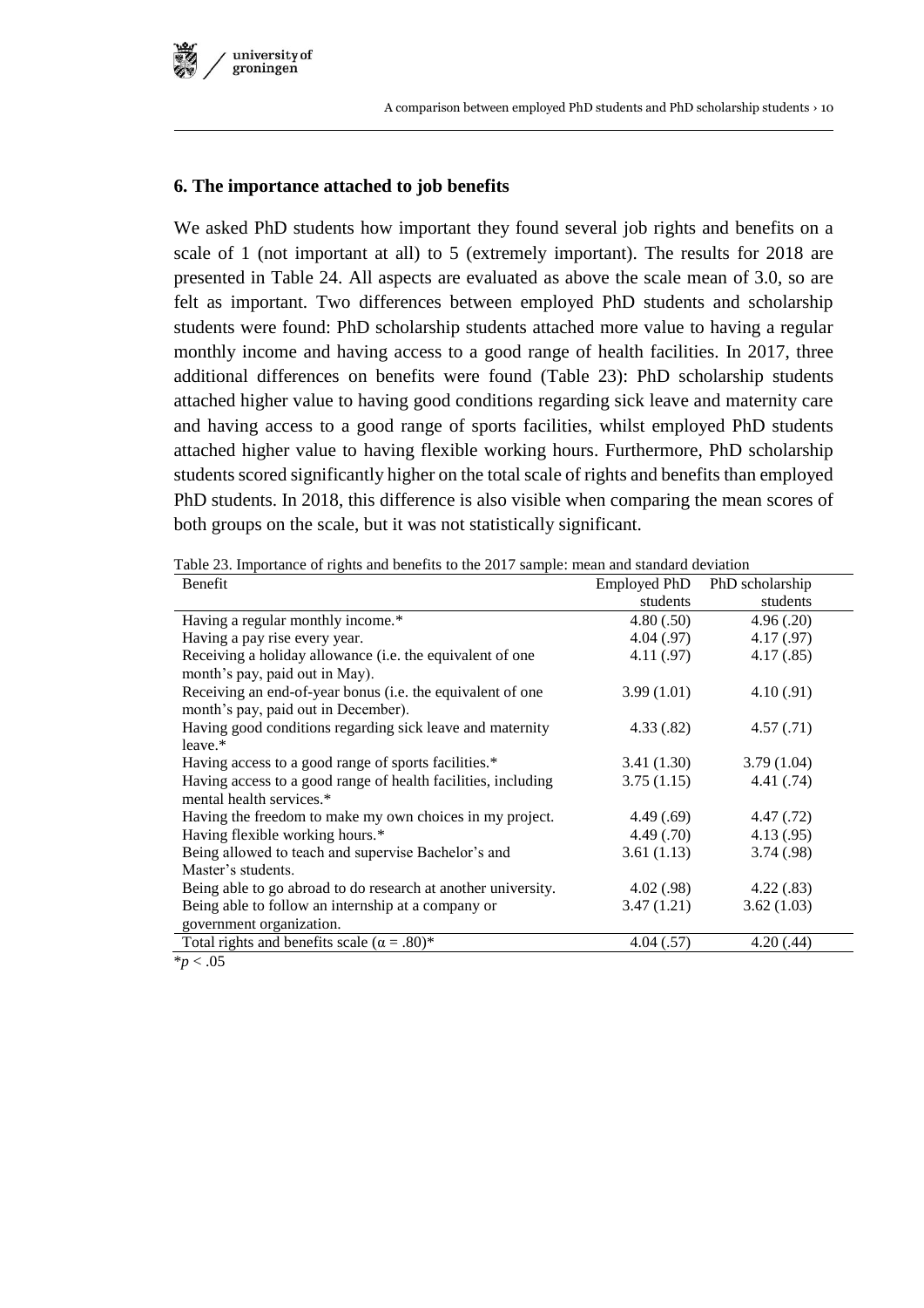## 6. The importance attached to job benefits

We asked PhD students how important they found several job rights and benefits on a scale of 1 (not important at all) to 5 (extremely important). The results for 2018 are presented in Table 24. All aspects are evaluated as above the scale mean of 3.0, so are felt as important. Two differences between employed PhD students and scholarship students were found: PhD scholarship students attached more value to having a regular monthly income and having access to a good range of health facilities. In 2017, three additional differences on benefits were found (Table 23): PhD scholarship students attached higher value to having good conditions regarding sick leave and maternity care and having access to a good range of sports facilities, whilst employed PhD students attached higher value to having flexible working hours. Furthermore, PhD scholarship students scored significantly higher on the total scale of rights and benefits than employed PhD students. In 2018, this difference is also visible when comparing the mean scores of both groups on the scale, but it was not statistically significant.

Table 23. Importance of rights and benefits to the 2017 sample: mean and standard deviation

| Benefit | Employed PhD students | PhD scholarship students |
|---|---|---|
| Having a regular monthly income.* | 4.80 (.50) | 4.96 (.20) |
| Having a pay rise every year. | 4.04 (.97) | 4.17 (.97) |
| Receiving a holiday allowance (i.e. the equivalent of one month's pay, paid out in May). | 4.11 (.97) | 4.17 (.85) |
| Receiving an end-of-year bonus (i.e. the equivalent of one month's pay, paid out in December). | 3.99 (1.01) | 4.10 (.91) |
| Having good conditions regarding sick leave and maternity leave.* | 4.33 (.82) | 4.57 (.71) |
| Having access to a good range of sports facilities.* | 3.41 (1.30) | 3.79 (1.04) |
| Having access to a good range of health facilities, including mental health services.* | 3.75 (1.15) | 4.41 (.74) |
| Having the freedom to make my own choices in my project. | 4.49 (.69) | 4.47 (.72) |
| Having flexible working hours.* | 4.49 (.70) | 4.13 (.95) |
| Being allowed to teach and supervise Bachelor's and Master's students. | 3.61 (1.13) | 3.74 (.98) |
| Being able to go abroad to do research at another university. | 4.02 (.98) | 4.22 (.83) |
| Being able to follow an internship at a company or government organization. | 3.47 (1.21) | 3.62 (1.03) |
| Total rights and benefits scale ($\alpha = .80$)* | 4.04 (.57) | 4.20 (.44) |

*$p < .05$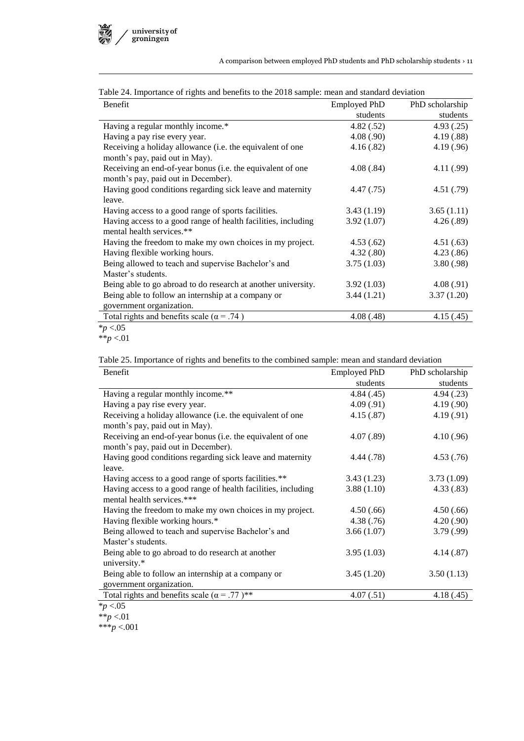Table 24. Importance of rights and benefits to the 2018 sample: mean and standard deviation

| Benefit | Employed PhD students | PhD scholarship students |
|---|---|---|
| Having a regular monthly income.* | 4.82 (.52) | 4.93 (.25) |
| Having a pay rise every year. | 4.08 (.90) | 4.19 (.88) |
| Receiving a holiday allowance (i.e. the equivalent of one month's pay, paid out in May). | 4.16 (.82) | 4.19 (.96) |
| Receiving an end-of-year bonus (i.e. the equivalent of one month's pay, paid out in December). | 4.08 (.84) | 4.11 (.99) |
| Having good conditions regarding sick leave and maternity leave. | 4.47 (.75) | 4.51 (.79) |
| Having access to a good range of sports facilities. | 3.43 (1.19) | 3.65 (1.11) |
| Having access to a good range of health facilities, including mental health services.** | 3.92 (1.07) | 4.26 (.89) |
| Having the freedom to make my own choices in my project. | 4.53 (.62) | 4.51 (.63) |
| Having flexible working hours. | 4.32 (.80) | 4.23 (.86) |
| Being allowed to teach and supervise Bachelor's and Master's students. | 3.75 (1.03) | 3.80 (.98) |
| Being able to go abroad to do research at another university. | 3.92 (1.03) | 4.08 (.91) |
| Being able to follow an internship at a company or government organization. | 3.44 (1.21) | 3.37 (1.20) |
| Total rights and benefits scale ($\alpha = .74$ ) | 4.08 (.48) | 4.15 (.45) |

*$p < .05$

**$p < .01$

Table 25. Importance of rights and benefits to the combined sample: mean and standard deviation

| Benefit | Employed PhD students | PhD scholarship students |
|---|---|---|
| Having a regular monthly income.** | 4.84 (.45) | 4.94 (.23) |
| Having a pay rise every year. | 4.09 (.91) | 4.19 (.90) |
| Receiving a holiday allowance (i.e. the equivalent of one month's pay, paid out in May). | 4.15 (.87) | 4.19 (.91) |
| Receiving an end-of-year bonus (i.e. the equivalent of one month's pay, paid out in December). | 4.07 (.89) | 4.10 (.96) |
| Having good conditions regarding sick leave and maternity leave. | 4.44 (.78) | 4.53 (.76) |
| Having access to a good range of sports facilities.** | 3.43 (1.23) | 3.73 (1.09) |
| Having access to a good range of health facilities, including mental health services.*** | 3.88 (1.10) | 4.33 (.83) |
| Having the freedom to make my own choices in my project. | 4.50 (.66) | 4.50 (.66) |
| Having flexible working hours.* | 4.38 (.76) | 4.20 (.90) |
| Being allowed to teach and supervise Bachelor's and Master's students. | 3.66 (1.07) | 3.79 (.99) |
| Being able to go abroad to do research at another university.* | 3.95 (1.03) | 4.14 (.87) |
| Being able to follow an internship at a company or government organization. | 3.45 (1.20) | 3.50 (1.13) |
| Total rights and benefits scale ($\alpha = .77$ )** | 4.07 (.51) | 4.18 (.45) |

*$p < .05$

**$p < .01$

***$p < .001$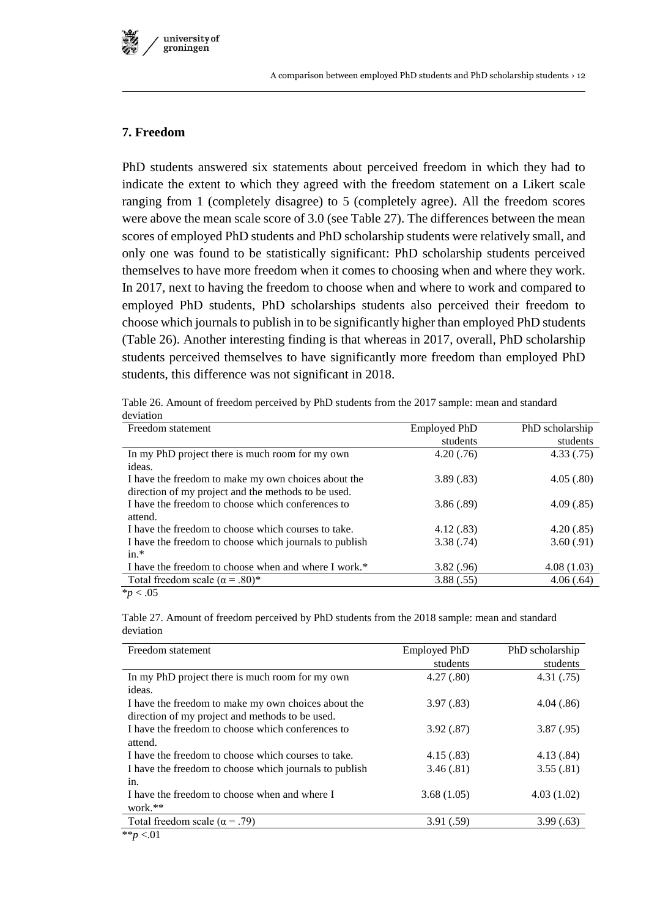## 7. Freedom

PhD students answered six statements about perceived freedom in which they had to indicate the extent to which they agreed with the freedom statement on a Likert scale ranging from 1 (completely disagree) to 5 (completely agree). All the freedom scores were above the mean scale score of 3.0 (see Table 27). The differences between the mean scores of employed PhD students and PhD scholarship students were relatively small, and only one was found to be statistically significant: PhD scholarship students perceived themselves to have more freedom when it comes to choosing when and where they work. In 2017, next to having the freedom to choose when and where to work and compared to employed PhD students, PhD scholarships students also perceived their freedom to choose which journals to publish in to be significantly higher than employed PhD students (Table 26). Another interesting finding is that whereas in 2017, overall, PhD scholarship students perceived themselves to have significantly more freedom than employed PhD students, this difference was not significant in 2018.

Table 26. Amount of freedom perceived by PhD students from the 2017 sample: mean and standard deviation

| Freedom statement | Employed PhD students | PhD scholarship students |
|---|---|---|
| In my PhD project there is much room for my own ideas. | 4.20 (.76) | 4.33 (.75) |
| I have the freedom to make my own choices about the direction of my project and the methods to be used. | 3.89 (.83) | 4.05 (.80) |
| I have the freedom to choose which conferences to attend. | 3.86 (.89) | 4.09 (.85) |
| I have the freedom to choose which courses to take. | 4.12 (.83) | 4.20 (.85) |
| I have the freedom to choose which journals to publish in.* | 3.38 (.74) | 3.60 (.91) |
| I have the freedom to choose when and where I work.* | 3.82 (.96) | 4.08 (1.03) |
| Total freedom scale ($\alpha = .80$)* | 3.88 (.55) | 4.06 (.64) |

*$p < .05$

Table 27. Amount of freedom perceived by PhD students from the 2018 sample: mean and standard deviation

| Freedom statement | Employed PhD students | PhD scholarship students |
|---|---|---|
| In my PhD project there is much room for my own ideas. | 4.27 (.80) | 4.31 (.75) |
| I have the freedom to make my own choices about the direction of my project and methods to be used. | 3.97 (.83) | 4.04 (.86) |
| I have the freedom to choose which conferences to attend. | 3.92 (.87) | 3.87 (.95) |
| I have the freedom to choose which courses to take. | 4.15 (.83) | 4.13 (.84) |
| I have the freedom to choose which journals to publish in. | 3.46 (.81) | 3.55 (.81) |
| I have the freedom to choose when and where I work.** | 3.68 (1.05) | 4.03 (1.02) |
| Total freedom scale ($\alpha = .79$) | 3.91 (.59) | 3.99 (.63) |

**$p < .01$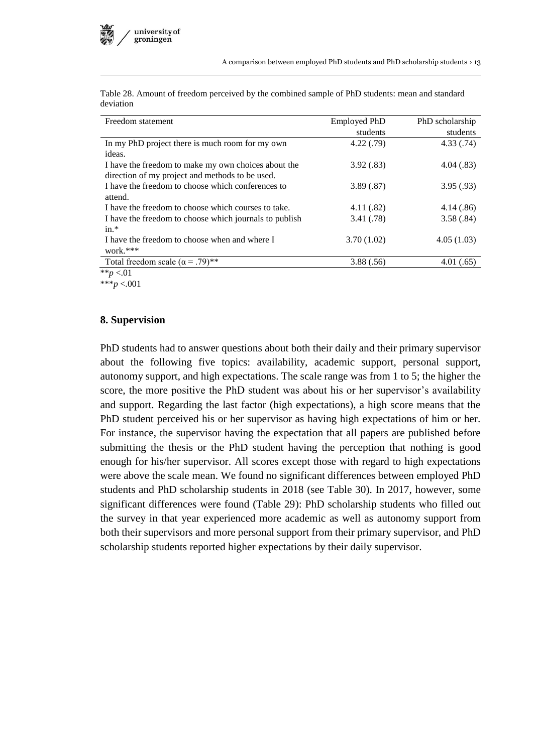Table 28. Amount of freedom perceived by the combined sample of PhD students: mean and standard deviation

| Freedom statement | Employed PhD students | PhD scholarship students |
|---|---|---|
| In my PhD project there is much room for my own ideas. | 4.22 (.79) | 4.33 (.74) |
| I have the freedom to make my own choices about the direction of my project and methods to be used. | 3.92 (.83) | 4.04 (.83) |
| I have the freedom to choose which conferences to attend. | 3.89 (.87) | 3.95 (.93) |
| I have the freedom to choose which courses to take. | 4.11 (.82) | 4.14 (.86) |
| I have the freedom to choose which journals to publish in.* | 3.41 (.78) | 3.58 (.84) |
| I have the freedom to choose when and where I work.*** | 3.70 (1.02) | 4.05 (1.03) |
| Total freedom scale ($\alpha = .79$)** | 3.88 (.56) | 4.01 (.65) |

** $p < .01$
*** $p < .001$

## 8. Supervision

PhD students had to answer questions about both their daily and their primary supervisor about the following five topics: availability, academic support, personal support, autonomy support, and high expectations. The scale range was from 1 to 5; the higher the score, the more positive the PhD student was about his or her supervisor's availability and support. Regarding the last factor (high expectations), a high score means that the PhD student perceived his or her supervisor as having high expectations of him or her. For instance, the supervisor having the expectation that all papers are published before submitting the thesis or the PhD student having the perception that nothing is good enough for his/her supervisor. All scores except those with regard to high expectations were above the scale mean. We found no significant differences between employed PhD students and PhD scholarship students in 2018 (see Table 30). In 2017, however, some significant differences were found (Table 29): PhD scholarship students who filled out the survey in that year experienced more academic as well as autonomy support from both their supervisors and more personal support from their primary supervisor, and PhD scholarship students reported higher expectations by their daily supervisor.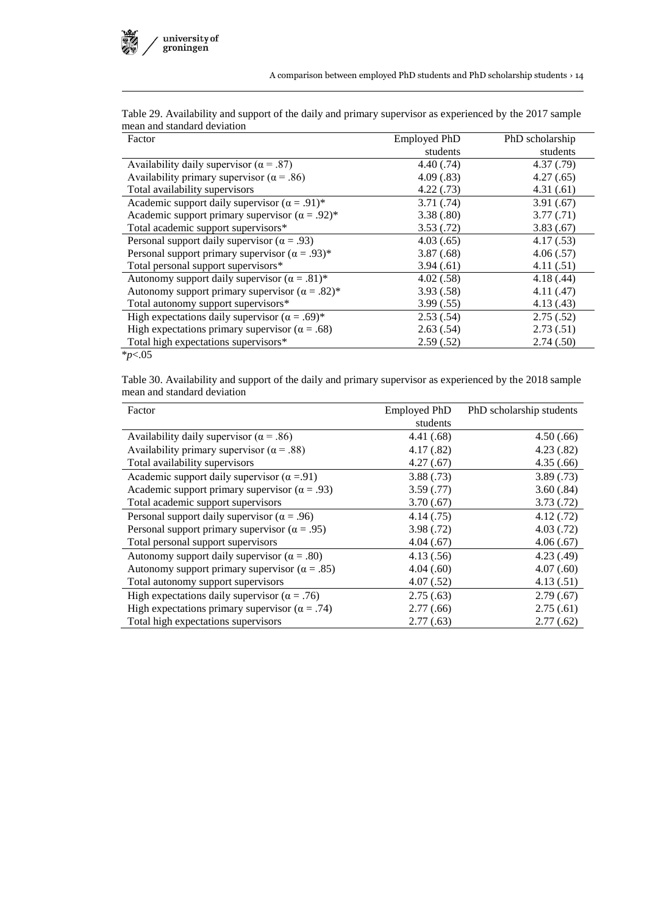Table 29. Availability and support of the daily and primary supervisor as experienced by the 2017 sample mean and standard deviation

| Factor | Employed PhD students | PhD scholarship students |
| --- | --- | --- |
| Availability daily supervisor ($\alpha = .87$) | 4.40 (.74) | 4.37 (.79) |
| Availability primary supervisor ($\alpha = .86$) | 4.09 (.83) | 4.27 (.65) |
| Total availability supervisors | 4.22 (.73) | 4.31 (.61) |
| Academic support daily supervisor ($\alpha = .91$)* | 3.71 (.74) | 3.91 (.67) |
| Academic support primary supervisor ($\alpha = .92$)* | 3.38 (.80) | 3.77 (.71) |
| Total academic support supervisors* | 3.53 (.72) | 3.83 (.67) |
| Personal support daily supervisor ($\alpha = .93$) | 4.03 (.65) | 4.17 (.53) |
| Personal support primary supervisor ($\alpha = .93$)* | 3.87 (.68) | 4.06 (.57) |
| Total personal support supervisors* | 3.94 (.61) | 4.11 (.51) |
| Autonomy support daily supervisor ($\alpha = .81$)* | 4.02 (.58) | 4.18 (.44) |
| Autonomy support primary supervisor ($\alpha = .82$)* | 3.93 (.58) | 4.11 (.47) |
| Total autonomy support supervisors* | 3.99 (.55) | 4.13 (.43) |
| High expectations daily supervisor ($\alpha = .69$)* | 2.53 (.54) | 2.75 (.52) |
| High expectations primary supervisor ($\alpha = .68$) | 2.63 (.54) | 2.73 (.51) |
| Total high expectations supervisors* | 2.59 (.52) | 2.74 (.50) |

*$p<.05$

Table 30. Availability and support of the daily and primary supervisor as experienced by the 2018 sample mean and standard deviation

| Factor | Employed PhD students | PhD scholarship students |
| --- | --- | --- |
| Availability daily supervisor ($\alpha = .86$) | 4.41 (.68) | 4.50 (.66) |
| Availability primary supervisor ($\alpha = .88$) | 4.17 (.82) | 4.23 (.82) |
| Total availability supervisors | 4.27 (.67) | 4.35 (.66) |
| Academic support daily supervisor ($\alpha = .91$) | 3.88 (.73) | 3.89 (.73) |
| Academic support primary supervisor ($\alpha = .93$) | 3.59 (.77) | 3.60 (.84) |
| Total academic support supervisors | 3.70 (.67) | 3.73 (.72) |
| Personal support daily supervisor ($\alpha = .96$) | 4.14 (.75) | 4.12 (.72) |
| Personal support primary supervisor ($\alpha = .95$) | 3.98 (.72) | 4.03 (.72) |
| Total personal support supervisors | 4.04 (.67) | 4.06 (.67) |
| Autonomy support daily supervisor ($\alpha = .80$) | 4.13 (.56) | 4.23 (.49) |
| Autonomy support primary supervisor ($\alpha = .85$) | 4.04 (.60) | 4.07 (.60) |
| Total autonomy support supervisors | 4.07 (.52) | 4.13 (.51) |
| High expectations daily supervisor ($\alpha = .76$) | 2.75 (.63) | 2.79 (.67) |
| High expectations primary supervisor ($\alpha = .74$) | 2.77 (.66) | 2.75 (.61) |
| Total high expectations supervisors | 2.77 (.63) | 2.77 (.62) |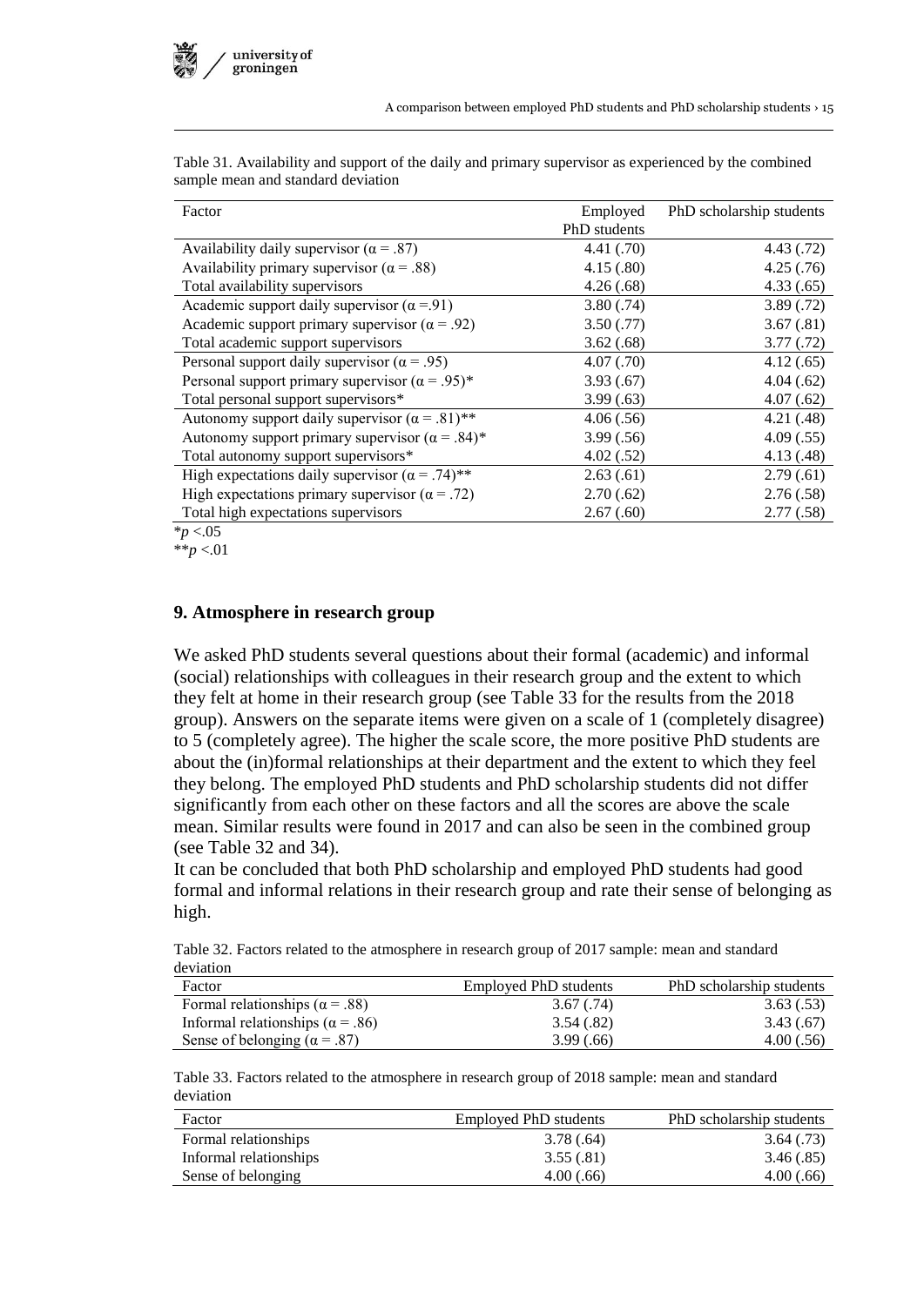Table 31. Availability and support of the daily and primary supervisor as experienced by the combined sample mean and standard deviation

| Factor | Employed PhD students | PhD scholarship students |
| --- | --- | --- |
| Availability daily supervisor ($\alpha = .87$) | 4.41 (.70) | 4.43 (.72) |
| Availability primary supervisor ($\alpha = .88$) | 4.15 (.80) | 4.25 (.76) |
| Total availability supervisors | 4.26 (.68) | 4.33 (.65) |
| Academic support daily supervisor ($\alpha = .91$) | 3.80 (.74) | 3.89 (.72) |
| Academic support primary supervisor ($\alpha = .92$) | 3.50 (.77) | 3.67 (.81) |
| Total academic support supervisors | 3.62 (.68) | 3.77 (.72) |
| Personal support daily supervisor ($\alpha = .95$) | 4.07 (.70) | 4.12 (.65) |
| Personal support primary supervisor ($\alpha = .95$)* | 3.93 (.67) | 4.04 (.62) |
| Total personal support supervisors* | 3.99 (.63) | 4.07 (.62) |
| Autonomy support daily supervisor ($\alpha = .81$)** | 4.06 (.56) | 4.21 (.48) |
| Autonomy support primary supervisor ($\alpha = .84$)* | 3.99 (.56) | 4.09 (.55) |
| Total autonomy support supervisors* | 4.02 (.52) | 4.13 (.48) |
| High expectations daily supervisor ($\alpha = .74$)** | 2.63 (.61) | 2.79 (.61) |
| High expectations primary supervisor ($\alpha = .72$) | 2.70 (.62) | 2.76 (.58) |
| Total high expectations supervisors | 2.67 (.60) | 2.77 (.58) |

*$p < .05$
**$p < .01$

## 9. Atmosphere in research group

We asked PhD students several questions about their formal (academic) and informal (social) relationships with colleagues in their research group and the extent to which they felt at home in their research group (see Table 33 for the results from the 2018 group). Answers on the separate items were given on a scale of 1 (completely disagree) to 5 (completely agree). The higher the scale score, the more positive PhD students are about the (in)formal relationships at their department and the extent to which they feel they belong. The employed PhD students and PhD scholarship students did not differ significantly from each other on these factors and all the scores are above the scale mean. Similar results were found in 2017 and can also be seen in the combined group (see Table 32 and 34).

It can be concluded that both PhD scholarship and employed PhD students had good formal and informal relations in their research group and rate their sense of belonging as high.

Table 32. Factors related to the atmosphere in research group of 2017 sample: mean and standard deviation

| Factor | Employed PhD students | PhD scholarship students |
| --- | --- | --- |
| Formal relationships ($\alpha = .88$) | 3.67 (.74) | 3.63 (.53) |
| Informal relationships ($\alpha = .86$) | 3.54 (.82) | 3.43 (.67) |
| Sense of belonging ($\alpha = .87$) | 3.99 (.66) | 4.00 (.56) |

Table 33. Factors related to the atmosphere in research group of 2018 sample: mean and standard deviation

| Factor | Employed PhD students | PhD scholarship students |
| --- | --- | --- |
| Formal relationships | 3.78 (.64) | 3.64 (.73) |
| Informal relationships | 3.55 (.81) | 3.46 (.85) |
| Sense of belonging | 4.00 (.66) | 4.00 (.66) |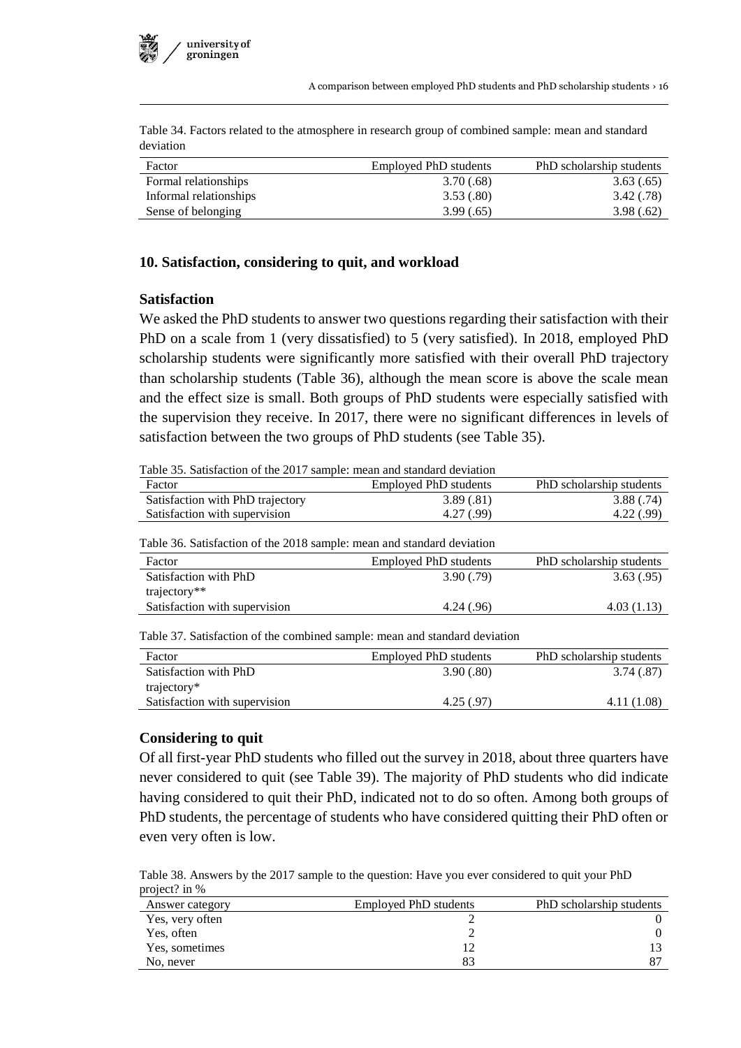Table 34. Factors related to the atmosphere in research group of combined sample: mean and standard deviation

| Factor | Employed PhD students | PhD scholarship students |
|---|---|---|
| Formal relationships | 3.70 (.68) | 3.63 (.65) |
| Informal relationships | 3.53 (.80) | 3.42 (.78) |
| Sense of belonging | 3.99 (.65) | 3.98 (.62) |

## 10. Satisfaction, considering to quit, and workload

### Satisfaction

We asked the PhD students to answer two questions regarding their satisfaction with their PhD on a scale from 1 (very dissatisfied) to 5 (very satisfied). In 2018, employed PhD scholarship students were significantly more satisfied with their overall PhD trajectory than scholarship students (Table 36), although the mean score is above the scale mean and the effect size is small. Both groups of PhD students were especially satisfied with the supervision they receive. In 2017, there were no significant differences in levels of satisfaction between the two groups of PhD students (see Table 35).

Table 35. Satisfaction of the 2017 sample: mean and standard deviation

| Factor | Employed PhD students | PhD scholarship students |
|---|---|---|
| Satisfaction with PhD trajectory | 3.89 (.81) | 3.88 (.74) |
| Satisfaction with supervision | 4.27 (.99) | 4.22 (.99) |

Table 36. Satisfaction of the 2018 sample: mean and standard deviation

| Factor | Employed PhD students | PhD scholarship students |
|---|---|---|
| Satisfaction with PhD trajectory** | 3.90 (.79) | 3.63 (.95) |
| Satisfaction with supervision | 4.24 (.96) | 4.03 (1.13) |

Table 37. Satisfaction of the combined sample: mean and standard deviation

| Factor | Employed PhD students | PhD scholarship students |
|---|---|---|
| Satisfaction with PhD trajectory* | 3.90 (.80) | 3.74 (.87) |
| Satisfaction with supervision | 4.25 (.97) | 4.11 (1.08) |

### Considering to quit

Of all first-year PhD students who filled out the survey in 2018, about three quarters have never considered to quit (see Table 39). The majority of PhD students who did indicate having considered to quit their PhD, indicated not to do so often. Among both groups of PhD students, the percentage of students who have considered quitting their PhD often or even very often is low.

Table 38. Answers by the 2017 sample to the question: Have you ever considered to quit your PhD project? in %

| Answer category | Employed PhD students | PhD scholarship students |
|---|---|---|
| Yes, very often | 2 | 0 |
| Yes, often | 2 | 0 |
| Yes, sometimes | 12 | 13 |
| No, never | 83 | 87 |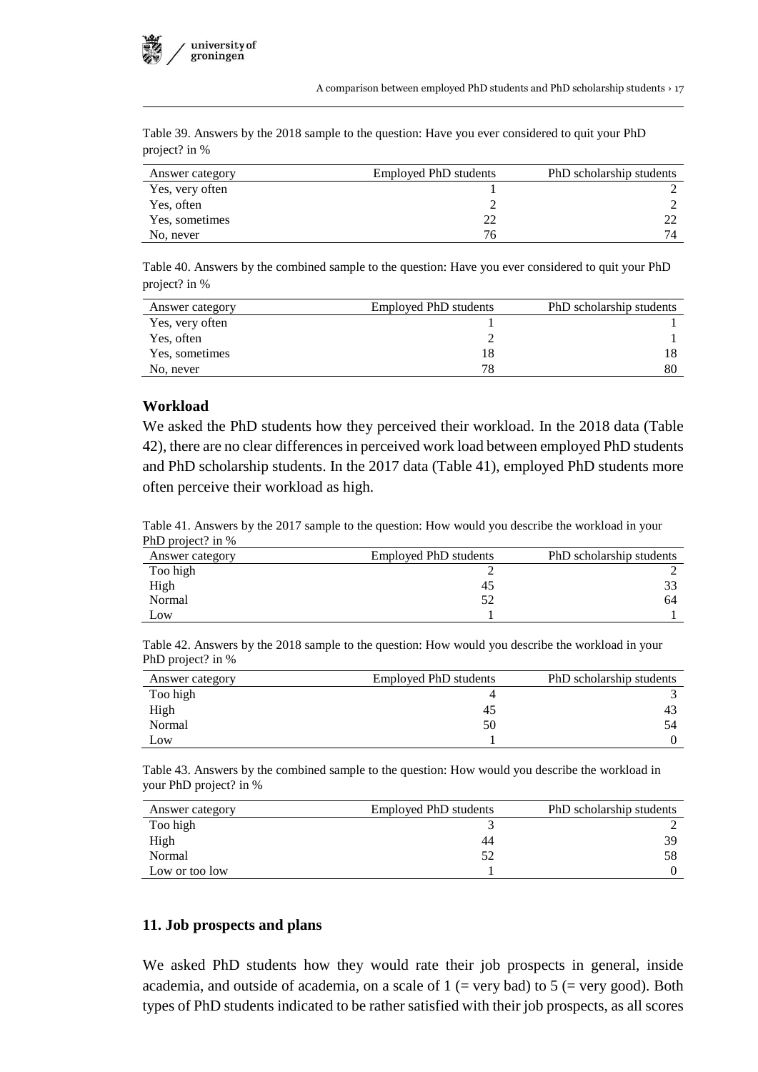Table 39. Answers by the 2018 sample to the question: Have you ever considered to quit your PhD project? in %

| Answer category | Employed PhD students | PhD scholarship students |
|---|---|---|
| Yes, very often | 1 | 2 |
| Yes, often | 2 | 2 |
| Yes, sometimes | 22 | 22 |
| No, never | 76 | 74 |

Table 40. Answers by the combined sample to the question: Have you ever considered to quit your PhD project? in %

| Answer category | Employed PhD students | PhD scholarship students |
|---|---|---|
| Yes, very often | 1 | 1 |
| Yes, often | 2 | 1 |
| Yes, sometimes | 18 | 18 |
| No, never | 78 | 80 |

### Workload

We asked the PhD students how they perceived their workload. In the 2018 data (Table 42), there are no clear differences in perceived work load between employed PhD students and PhD scholarship students. In the 2017 data (Table 41), employed PhD students more often perceive their workload as high.

Table 41. Answers by the 2017 sample to the question: How would you describe the workload in your PhD project? in %

| Answer category | Employed PhD students | PhD scholarship students |
|---|---|---|
| Too high | 2 | 2 |
| High | 45 | 33 |
| Normal | 52 | 64 |
| Low | 1 | 1 |

Table 42. Answers by the 2018 sample to the question: How would you describe the workload in your PhD project? in %

| Answer category | Employed PhD students | PhD scholarship students |
|---|---|---|
| Too high | 4 | 3 |
| High | 45 | 43 |
| Normal | 50 | 54 |
| Low | 1 | 0 |

Table 43. Answers by the combined sample to the question: How would you describe the workload in your PhD project? in %

| Answer category | Employed PhD students | PhD scholarship students |
|---|---|---|
| Too high | 3 | 2 |
| High | 44 | 39 |
| Normal | 52 | 58 |
| Low or too low | 1 | 0 |

## 11. Job prospects and plans

We asked PhD students how they would rate their job prospects in general, inside academia, and outside of academia, on a scale of 1 (= very bad) to 5 (= very good). Both types of PhD students indicated to be rather satisfied with their job prospects, as all scores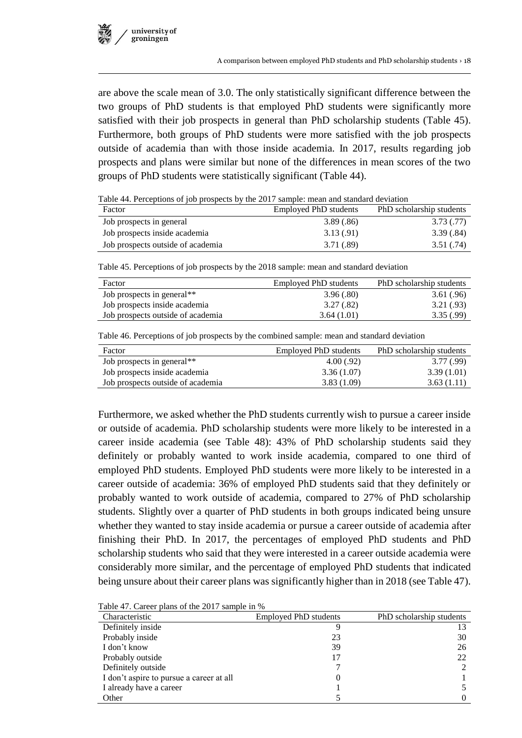are above the scale mean of 3.0. The only statistically significant difference between the two groups of PhD students is that employed PhD students were significantly more satisfied with their job prospects in general than PhD scholarship students (Table 45). Furthermore, both groups of PhD students were more satisfied with the job prospects outside of academia than with those inside academia. In 2017, results regarding job prospects and plans were similar but none of the differences in mean scores of the two groups of PhD students were statistically significant (Table 44).

Table 44. Perceptions of job prospects by the 2017 sample: mean and standard deviation

| Factor | Employed PhD students | PhD scholarship students |
|---|---|---|
| Job prospects in general | 3.89 (.86) | 3.73 (.77) |
| Job prospects inside academia | 3.13 (.91) | 3.39 (.84) |
| Job prospects outside of academia | 3.71 (.89) | 3.51 (.74) |

Table 45. Perceptions of job prospects by the 2018 sample: mean and standard deviation

| Factor | Employed PhD students | PhD scholarship students |
|---|---|---|
| Job prospects in general** | 3.96 (.80) | 3.61 (.96) |
| Job prospects inside academia | 3.27 (.82) | 3.21 (.93) |
| Job prospects outside of academia | 3.64 (1.01) | 3.35 (.99) |

Table 46. Perceptions of job prospects by the combined sample: mean and standard deviation

| Factor | Employed PhD students | PhD scholarship students |
|---|---|---|
| Job prospects in general** | 4.00 (.92) | 3.77 (.99) |
| Job prospects inside academia | 3.36 (1.07) | 3.39 (1.01) |
| Job prospects outside of academia | 3.83 (1.09) | 3.63 (1.11) |

Furthermore, we asked whether the PhD students currently wish to pursue a career inside or outside of academia. PhD scholarship students were more likely to be interested in a career inside academia (see Table 48): 43% of PhD scholarship students said they definitely or probably wanted to work inside academia, compared to one third of employed PhD students. Employed PhD students were more likely to be interested in a career outside of academia: 36% of employed PhD students said that they definitely or probably wanted to work outside of academia, compared to 27% of PhD scholarship students. Slightly over a quarter of PhD students in both groups indicated being unsure whether they wanted to stay inside academia or pursue a career outside of academia after finishing their PhD. In 2017, the percentages of employed PhD students and PhD scholarship students who said that they were interested in a career outside academia were considerably more similar, and the percentage of employed PhD students that indicated being unsure about their career plans was significantly higher than in 2018 (see Table 47).

Table 47. Career plans of the 2017 sample in %

| Characteristic | Employed PhD students | PhD scholarship students |
|---|---|---|
| Definitely inside | 9 | 13 |
| Probably inside | 23 | 30 |
| I don't know | 39 | 26 |
| Probably outside | 17 | 22 |
| Definitely outside | 7 | 2 |
| I don't aspire to pursue a career at all | 0 | 1 |
| I already have a career | 1 | 5 |
| Other | 5 | 0 |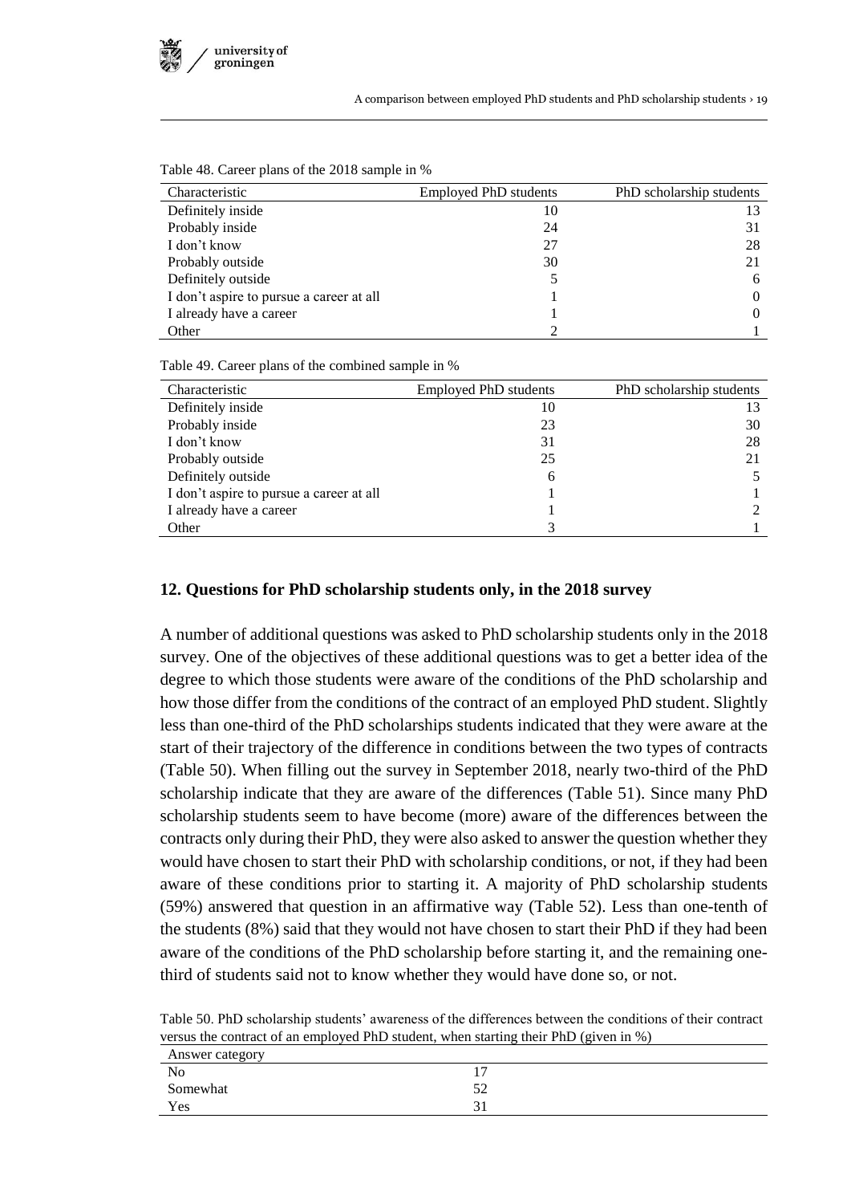Table 48. Career plans of the 2018 sample in %

| Characteristic | Employed PhD students | PhD scholarship students |
|---|---|---|
| Definitely inside | 10 | 13 |
| Probably inside | 24 | 31 |
| I don't know | 27 | 28 |
| Probably outside | 30 | 21 |
| Definitely outside | 5 | 6 |
| I don't aspire to pursue a career at all | 1 | 0 |
| I already have a career | 1 | 0 |
| Other | 2 | 1 |

Table 49. Career plans of the combined sample in %

| Characteristic | Employed PhD students | PhD scholarship students |
|---|---|---|
| Definitely inside | 10 | 13 |
| Probably inside | 23 | 30 |
| I don't know | 31 | 28 |
| Probably outside | 25 | 21 |
| Definitely outside | 6 | 5 |
| I don't aspire to pursue a career at all | 1 | 1 |
| I already have a career | 1 | 2 |
| Other | 3 | 1 |

## 12. Questions for PhD scholarship students only, in the 2018 survey

A number of additional questions was asked to PhD scholarship students only in the 2018 survey. One of the objectives of these additional questions was to get a better idea of the degree to which those students were aware of the conditions of the PhD scholarship and how those differ from the conditions of the contract of an employed PhD student. Slightly less than one-third of the PhD scholarships students indicated that they were aware at the start of their trajectory of the difference in conditions between the two types of contracts (Table 50). When filling out the survey in September 2018, nearly two-third of the PhD scholarship indicate that they are aware of the differences (Table 51). Since many PhD scholarship students seem to have become (more) aware of the differences between the contracts only during their PhD, they were also asked to answer the question whether they would have chosen to start their PhD with scholarship conditions, or not, if they had been aware of these conditions prior to starting it. A majority of PhD scholarship students (59%) answered that question in an affirmative way (Table 52). Less than one-tenth of the students (8%) said that they would not have chosen to start their PhD if they had been aware of the conditions of the PhD scholarship before starting it, and the remaining one-third of students said not to know whether they would have done so, or not.

Table 50. PhD scholarship students' awareness of the differences between the conditions of their contract versus the contract of an employed PhD student, when starting their PhD (given in %)

| Answer category | |
|---|---|
| No | 17 |
| Somewhat | 52 |
| Yes | 31 |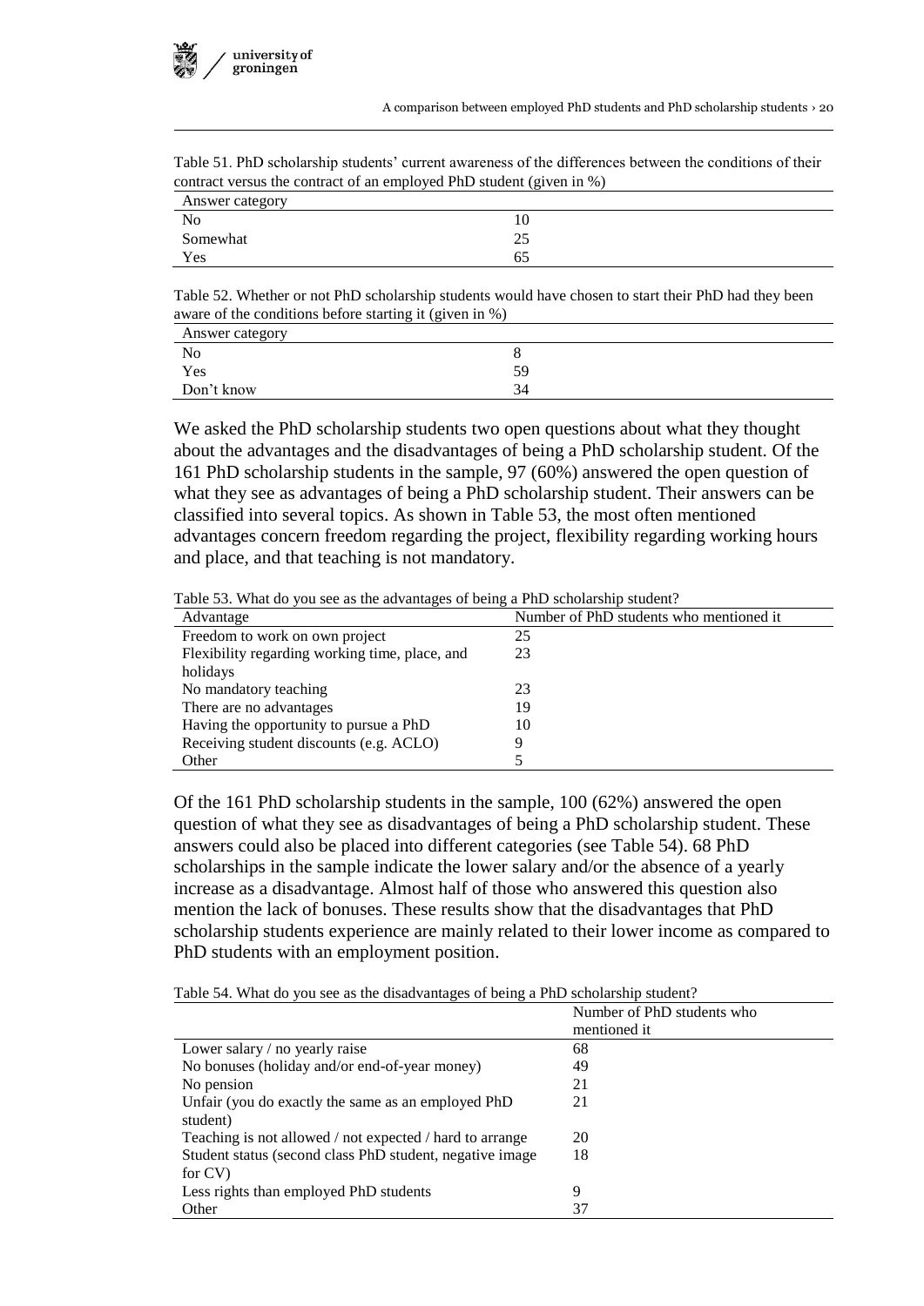Table 51. PhD scholarship students' current awareness of the differences between the conditions of their contract versus the contract of an employed PhD student (given in %)

| Answer category | |
|---|---|
| No | 10 |
| Somewhat | 25 |
| Yes | 65 |

Table 52. Whether or not PhD scholarship students would have chosen to start their PhD had they been aware of the conditions before starting it (given in %)

| Answer category | |
|---|---|
| No | 8 |
| Yes | 59 |
| Don't know | 34 |

We asked the PhD scholarship students two open questions about what they thought about the advantages and the disadvantages of being a PhD scholarship student. Of the 161 PhD scholarship students in the sample, 97 (60%) answered the open question of what they see as advantages of being a PhD scholarship student. Their answers can be classified into several topics. As shown in Table 53, the most often mentioned advantages concern freedom regarding the project, flexibility regarding working hours and place, and that teaching is not mandatory.

Table 53. What do you see as the advantages of being a PhD scholarship student?

| Advantage | Number of PhD students who mentioned it |
|---|---|
| Freedom to work on own project | 25 |
| Flexibility regarding working time, place, and holidays | 23 |
| No mandatory teaching | 23 |
| There are no advantages | 19 |
| Having the opportunity to pursue a PhD | 10 |
| Receiving student discounts (e.g. ACLO) | 9 |
| Other | 5 |

Of the 161 PhD scholarship students in the sample, 100 (62%) answered the open question of what they see as disadvantages of being a PhD scholarship student. These answers could also be placed into different categories (see Table 54). 68 PhD scholarships in the sample indicate the lower salary and/or the absence of a yearly increase as a disadvantage. Almost half of those who answered this question also mention the lack of bonuses. These results show that the disadvantages that PhD scholarship students experience are mainly related to their lower income as compared to PhD students with an employment position.

Table 54. What do you see as the disadvantages of being a PhD scholarship student?

| | Number of PhD students who mentioned it |
|---|---|
| Lower salary / no yearly raise | 68 |
| No bonuses (holiday and/or end-of-year money) | 49 |
| No pension | 21 |
| Unfair (you do exactly the same as an employed PhD student) | 21 |
| Teaching is not allowed / not expected / hard to arrange | 20 |
| Student status (second class PhD student, negative image for CV) | 18 |
| Less rights than employed PhD students | 9 |
| Other | 37 |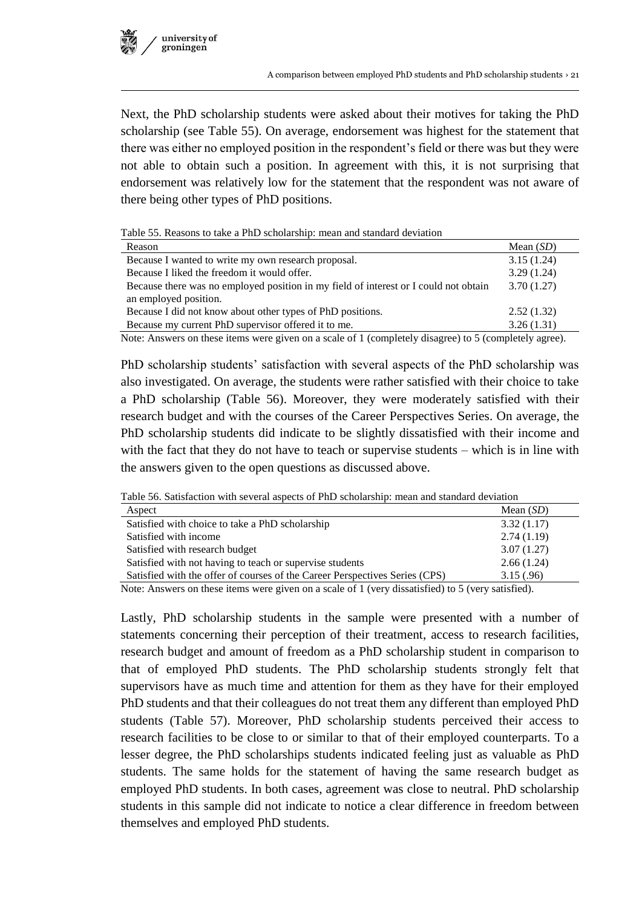Next, the PhD scholarship students were asked about their motives for taking the PhD scholarship (see Table 55). On average, endorsement was highest for the statement that there was either no employed position in the respondent's field or there was but they were not able to obtain such a position. In agreement with this, it is not surprising that endorsement was relatively low for the statement that the respondent was not aware of there being other types of PhD positions.

Table 55. Reasons to take a PhD scholarship: mean and standard deviation

| Reason | Mean (*SD*) |
|---|---|
| Because I wanted to write my own research proposal. | 3.15 (1.24) |
| Because I liked the freedom it would offer. | 3.29 (1.24) |
| Because there was no employed position in my field of interest or I could not obtain an employed position. | 3.70 (1.27) |
| Because I did not know about other types of PhD positions. | 2.52 (1.32) |
| Because my current PhD supervisor offered it to me. | 3.26 (1.31) |

Note: Answers on these items were given on a scale of 1 (completely disagree) to 5 (completely agree).

PhD scholarship students' satisfaction with several aspects of the PhD scholarship was also investigated. On average, the students were rather satisfied with their choice to take a PhD scholarship (Table 56). Moreover, they were moderately satisfied with their research budget and with the courses of the Career Perspectives Series. On average, the PhD scholarship students did indicate to be slightly dissatisfied with their income and with the fact that they do not have to teach or supervise students – which is in line with the answers given to the open questions as discussed above.

Table 56. Satisfaction with several aspects of PhD scholarship: mean and standard deviation

| Aspect | Mean (*SD*) |
|---|---|
| Satisfied with choice to take a PhD scholarship | 3.32 (1.17) |
| Satisfied with income | 2.74 (1.19) |
| Satisfied with research budget | 3.07 (1.27) |
| Satisfied with not having to teach or supervise students | 2.66 (1.24) |
| Satisfied with the offer of courses of the Career Perspectives Series (CPS) | 3.15 (.96) |

Note: Answers on these items were given on a scale of 1 (very dissatisfied) to 5 (very satisfied).

Lastly, PhD scholarship students in the sample were presented with a number of statements concerning their perception of their treatment, access to research facilities, research budget and amount of freedom as a PhD scholarship student in comparison to that of employed PhD students. The PhD scholarship students strongly felt that supervisors have as much time and attention for them as they have for their employed PhD students and that their colleagues do not treat them any different than employed PhD students (Table 57). Moreover, PhD scholarship students perceived their access to research facilities to be close to or similar to that of their employed counterparts. To a lesser degree, the PhD scholarships students indicated feeling just as valuable as PhD students. The same holds for the statement of having the same research budget as employed PhD students. In both cases, agreement was close to neutral. PhD scholarship students in this sample did not indicate to notice a clear difference in freedom between themselves and employed PhD students.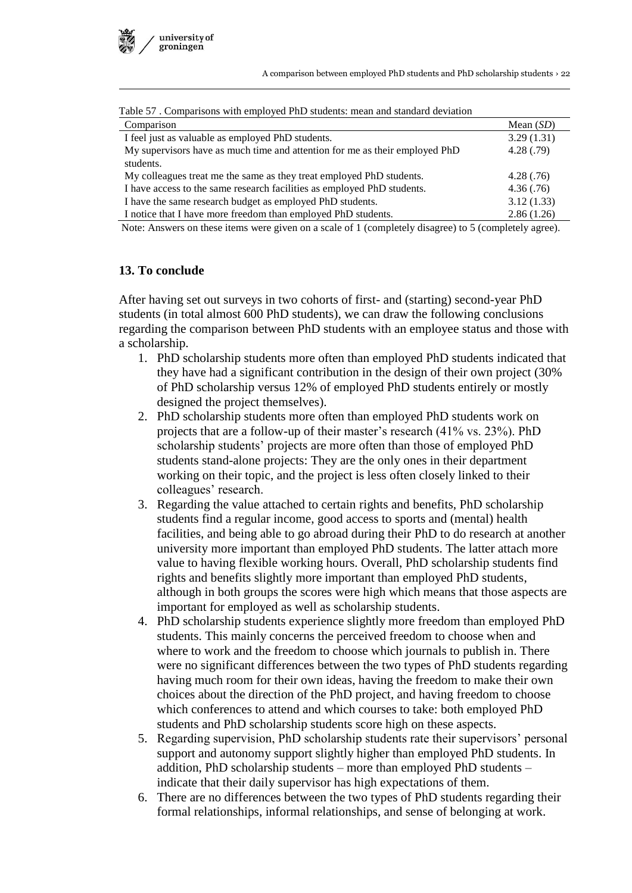Table 57 . Comparisons with employed PhD students: mean and standard deviation

| Comparison | Mean (*SD*) |
|---|---|
| I feel just as valuable as employed PhD students. | 3.29 (1.31) |
| My supervisors have as much time and attention for me as their employed PhD students. | 4.28 (.79) |
| My colleagues treat me the same as they treat employed PhD students. | 4.28 (.76) |
| I have access to the same research facilities as employed PhD students. | 4.36 (.76) |
| I have the same research budget as employed PhD students. | 3.12 (1.33) |
| I notice that I have more freedom than employed PhD students. | 2.86 (1.26) |

Note: Answers on these items were given on a scale of 1 (completely disagree) to 5 (completely agree).

## 13. To conclude

After having set out surveys in two cohorts of first- and (starting) second-year PhD students (in total almost 600 PhD students), we can draw the following conclusions regarding the comparison between PhD students with an employee status and those with a scholarship.

1. PhD scholarship students more often than employed PhD students indicated that they have had a significant contribution in the design of their own project (30% of PhD scholarship versus 12% of employed PhD students entirely or mostly designed the project themselves).
2. PhD scholarship students more often than employed PhD students work on projects that are a follow-up of their master's research (41% vs. 23%). PhD scholarship students' projects are more often than those of employed PhD students stand-alone projects: They are the only ones in their department working on their topic, and the project is less often closely linked to their colleagues' research.
3. Regarding the value attached to certain rights and benefits, PhD scholarship students find a regular income, good access to sports and (mental) health facilities, and being able to go abroad during their PhD to do research at another university more important than employed PhD students. The latter attach more value to having flexible working hours. Overall, PhD scholarship students find rights and benefits slightly more important than employed PhD students, although in both groups the scores were high which means that those aspects are important for employed as well as scholarship students.
4. PhD scholarship students experience slightly more freedom than employed PhD students. This mainly concerns the perceived freedom to choose when and where to work and the freedom to choose which journals to publish in. There were no significant differences between the two types of PhD students regarding having much room for their own ideas, having the freedom to make their own choices about the direction of the PhD project, and having freedom to choose which conferences to attend and which courses to take: both employed PhD students and PhD scholarship students score high on these aspects.
5. Regarding supervision, PhD scholarship students rate their supervisors' personal support and autonomy support slightly higher than employed PhD students. In addition, PhD scholarship students – more than employed PhD students – indicate that their daily supervisor has high expectations of them.
6. There are no differences between the two types of PhD students regarding their formal relationships, informal relationships, and sense of belonging at work.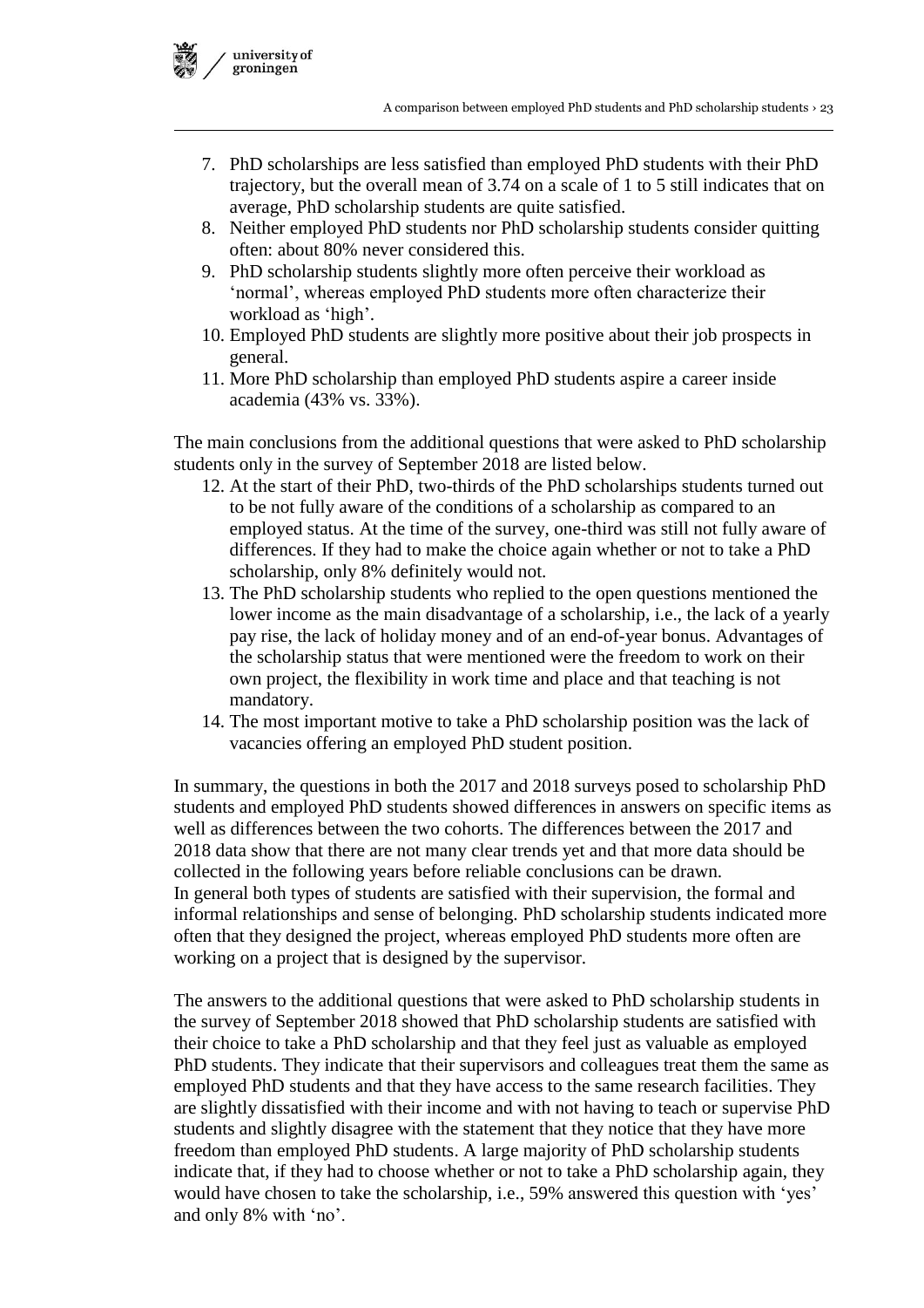7. PhD scholarships are less satisfied than employed PhD students with their PhD trajectory, but the overall mean of 3.74 on a scale of 1 to 5 still indicates that on average, PhD scholarship students are quite satisfied.
8. Neither employed PhD students nor PhD scholarship students consider quitting often: about 80% never considered this.
9. PhD scholarship students slightly more often perceive their workload as 'normal', whereas employed PhD students more often characterize their workload as 'high'.
10. Employed PhD students are slightly more positive about their job prospects in general.
11. More PhD scholarship than employed PhD students aspire a career inside academia (43% vs. 33%).

The main conclusions from the additional questions that were asked to PhD scholarship students only in the survey of September 2018 are listed below.

12. At the start of their PhD, two-thirds of the PhD scholarships students turned out to be not fully aware of the conditions of a scholarship as compared to an employed status. At the time of the survey, one-third was still not fully aware of differences. If they had to make the choice again whether or not to take a PhD scholarship, only 8% definitely would not.
13. The PhD scholarship students who replied to the open questions mentioned the lower income as the main disadvantage of a scholarship, i.e., the lack of a yearly pay rise, the lack of holiday money and of an end-of-year bonus. Advantages of the scholarship status that were mentioned were the freedom to work on their own project, the flexibility in work time and place and that teaching is not mandatory.
14. The most important motive to take a PhD scholarship position was the lack of vacancies offering an employed PhD student position.

In summary, the questions in both the 2017 and 2018 surveys posed to scholarship PhD students and employed PhD students showed differences in answers on specific items as well as differences between the two cohorts. The differences between the 2017 and 2018 data show that there are not many clear trends yet and that more data should be collected in the following years before reliable conclusions can be drawn.
In general both types of students are satisfied with their supervision, the formal and informal relationships and sense of belonging. PhD scholarship students indicated more often that they designed the project, whereas employed PhD students more often are working on a project that is designed by the supervisor.

The answers to the additional questions that were asked to PhD scholarship students in the survey of September 2018 showed that PhD scholarship students are satisfied with their choice to take a PhD scholarship and that they feel just as valuable as employed PhD students. They indicate that their supervisors and colleagues treat them the same as employed PhD students and that they have access to the same research facilities. They are slightly dissatisfied with their income and with not having to teach or supervise PhD students and slightly disagree with the statement that they notice that they have more freedom than employed PhD students. A large majority of PhD scholarship students indicate that, if they had to choose whether or not to take a PhD scholarship again, they would have chosen to take the scholarship, i.e., 59% answered this question with 'yes' and only 8% with 'no'.